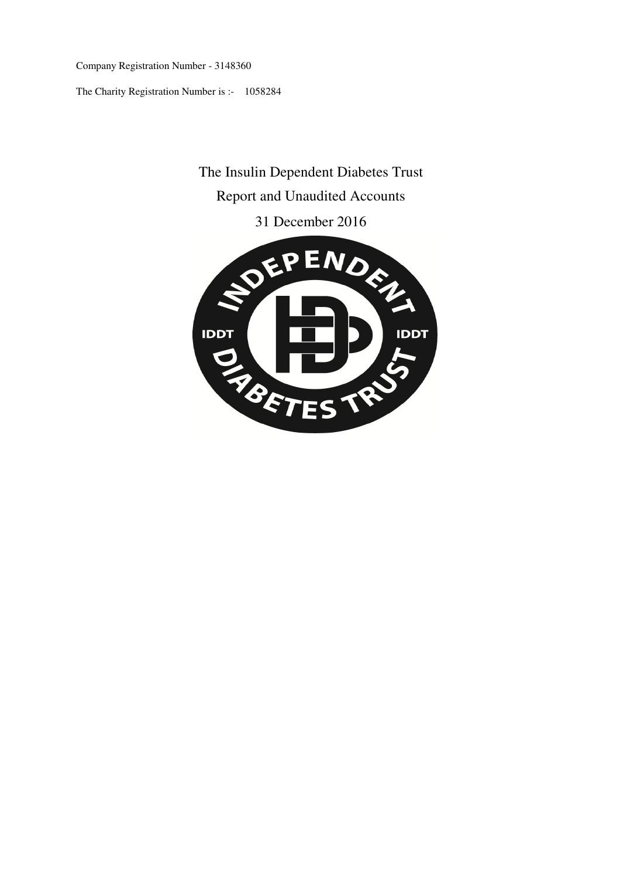Company Registration Number - 3148360

The Charity Registration Number is :-    1058284

# The Insulin Dependent Diabetes Trust

## Report and Unaudited Accounts

## 31 December 2016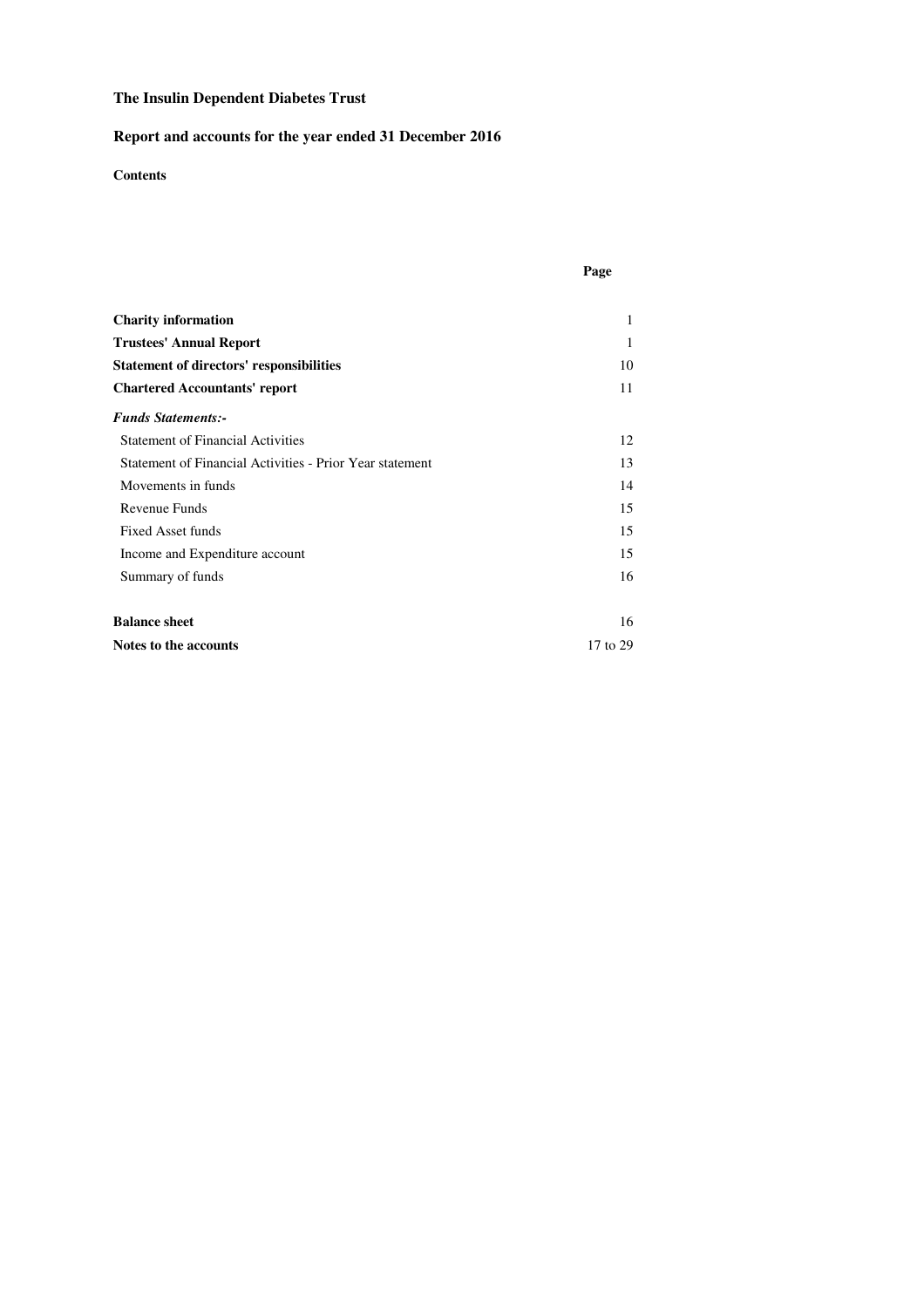**The Insulin Dependent Diabetes Trust**

**Report and accounts for the year ended 31 December 2016**

**Contents**

| | **Page** |
|---|---|
| **Charity information** | 1 |
| **Trustees' Annual Report** | 1 |
| **Statement of directors' responsibilities** | 10 |
| **Chartered Accountants' report** | 11 |
| ***Funds Statements:-*** | |
| Statement of Financial Activities | 12 |
| Statement of Financial Activities - Prior Year statement | 13 |
| Movements in funds | 14 |
| Revenue Funds | 15 |
| Fixed Asset funds | 15 |
| Income and Expenditure account | 15 |
| Summary of funds | 16 |
| **Balance sheet** | 16 |
| **Notes to the accounts** | 17 to 29 |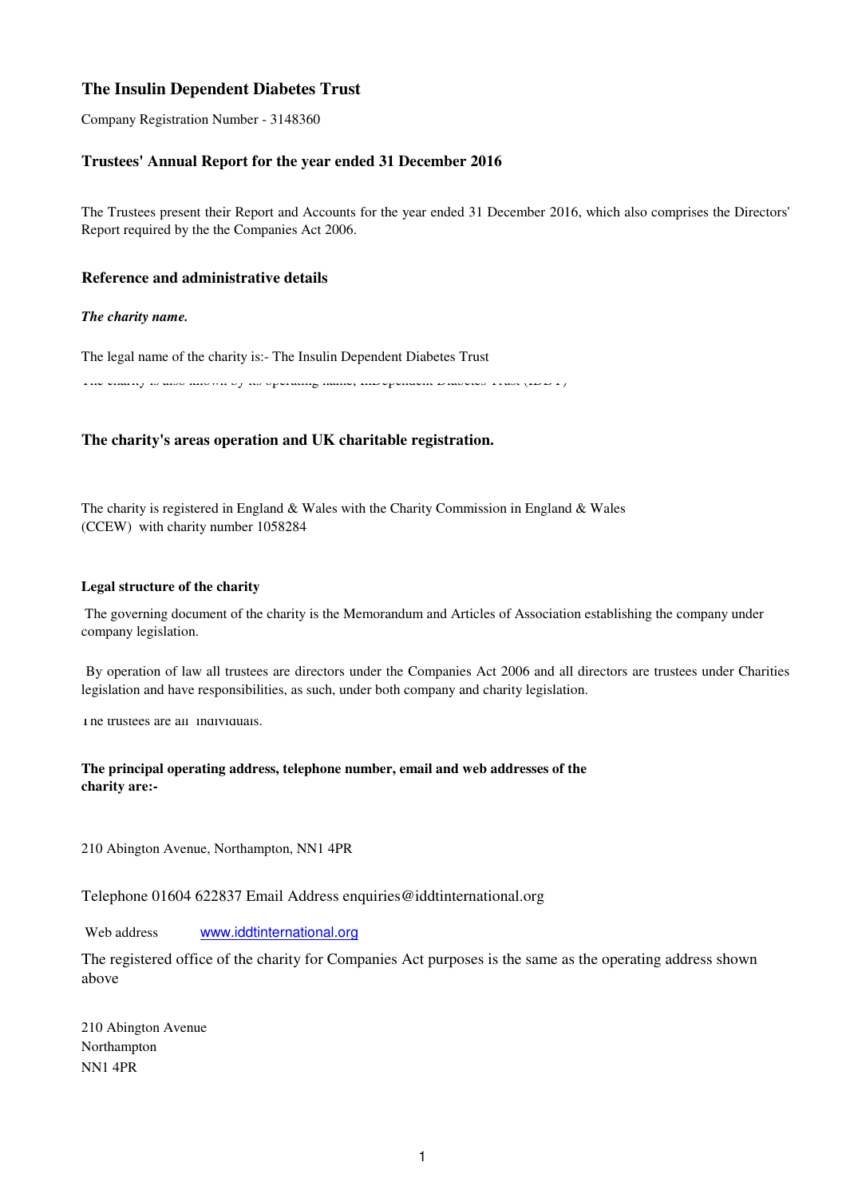# The Insulin Dependent Diabetes Trust

Company Registration Number - 3148360

## Trustees' Annual Report for the year ended 31 December 2016

The Trustees present their Report and Accounts for the year ended 31 December 2016, which also comprises the Directors' Report required by the the Companies Act 2006.

## Reference and administrative details

***The charity name.***

The legal name of the charity is:- The Insulin Dependent Diabetes Trust

The charity is also known by its operating name, InDependent Diabetes Trust (IDDT)

## The charity's areas operation and UK charitable registration.

The charity is registered in England & Wales with the Charity Commission in England & Wales (CCEW) with charity number 1058284

### Legal structure of the charity

The governing document of the charity is the Memorandum and Articles of Association establishing the company under company legislation.

By operation of law all trustees are directors under the Companies Act 2006 and all directors are trustees under Charities legislation and have responsibilities, as such, under both company and charity legislation.

The trustees are all individuals.

**The principal operating address, telephone number, email and web addresses of the charity are:-**

210 Abington Avenue, Northampton, NN1 4PR

Telephone 01604 622837 Email Address enquiries@iddtinternational.org

Web address www.iddtinternational.org

The registered office of the charity for Companies Act purposes is the same as the operating address shown above

210 Abington Avenue  
Northampton  
NN1 4PR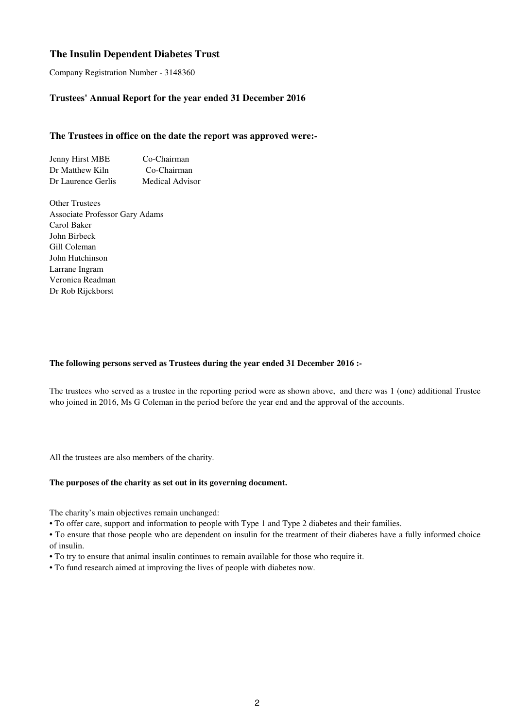# The Insulin Dependent Diabetes Trust

Company Registration Number - 3148360

## Trustees' Annual Report for the year ended 31 December 2016

### The Trustees in office on the date the report was approved were:-

| | |
|---|---|
| Jenny Hirst MBE | Co-Chairman |
| Dr Matthew Kiln | Co-Chairman |
| Dr Laurence Gerlis | Medical Advisor |

Other Trustees
Associate Professor Gary Adams
Carol Baker
John Birbeck
Gill Coleman
John Hutchinson
Larrane Ingram
Veronica Readman
Dr Rob Rijckborst

**The following persons served as Trustees during the year ended 31 December 2016 :-**

The trustees who served as a trustee in the reporting period were as shown above, and there was 1 (one) additional Trustee who joined in 2016, Ms G Coleman in the period before the year end and the approval of the accounts.

All the trustees are also members of the charity.

**The purposes of the charity as set out in its governing document.**

The charity's main objectives remain unchanged:

- To offer care, support and information to people with Type 1 and Type 2 diabetes and their families.
- To ensure that those people who are dependent on insulin for the treatment of their diabetes have a fully informed choice of insulin.
- To try to ensure that animal insulin continues to remain available for those who require it.
- To fund research aimed at improving the lives of people with diabetes now.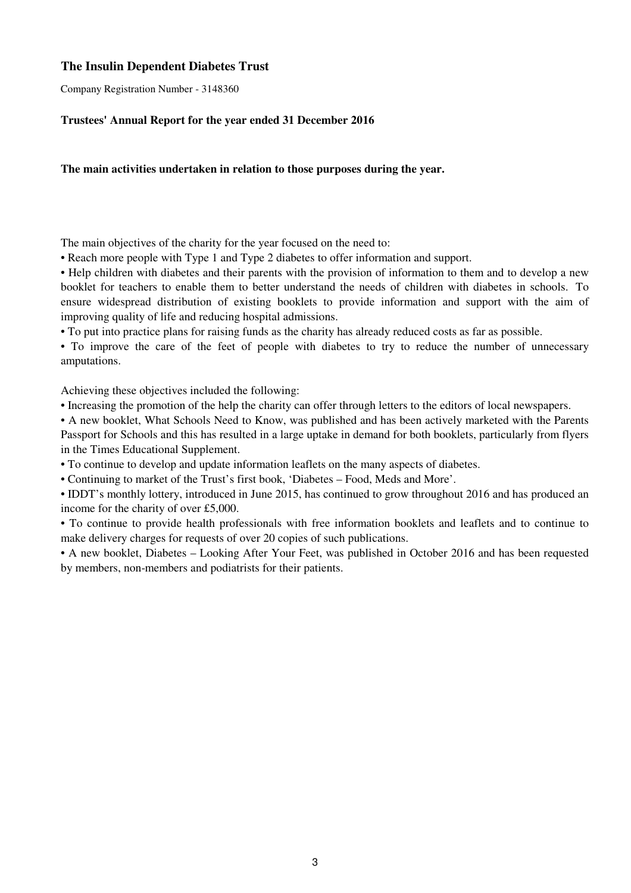**The Insulin Dependent Diabetes Trust**

Company Registration Number - 3148360

**Trustees' Annual Report for the year ended 31 December 2016**

**The main activities undertaken in relation to those purposes during the year.**

The main objectives of the charity for the year focused on the need to:

• Reach more people with Type 1 and Type 2 diabetes to offer information and support.

• Help children with diabetes and their parents with the provision of information to them and to develop a new booklet for teachers to enable them to better understand the needs of children with diabetes in schools. To ensure widespread distribution of existing booklets to provide information and support with the aim of improving quality of life and reducing hospital admissions.

• To put into practice plans for raising funds as the charity has already reduced costs as far as possible.

• To improve the care of the feet of people with diabetes to try to reduce the number of unnecessary amputations.

Achieving these objectives included the following:

• Increasing the promotion of the help the charity can offer through letters to the editors of local newspapers.

• A new booklet, What Schools Need to Know, was published and has been actively marketed with the Parents Passport for Schools and this has resulted in a large uptake in demand for both booklets, particularly from flyers in the Times Educational Supplement.

• To continue to develop and update information leaflets on the many aspects of diabetes.

• Continuing to market of the Trust's first book, 'Diabetes – Food, Meds and More'.

• IDDT's monthly lottery, introduced in June 2015, has continued to grow throughout 2016 and has produced an income for the charity of over £5,000.

• To continue to provide health professionals with free information booklets and leaflets and to continue to make delivery charges for requests of over 20 copies of such publications.

• A new booklet, Diabetes – Looking After Your Feet, was published in October 2016 and has been requested by members, non-members and podiatrists for their patients.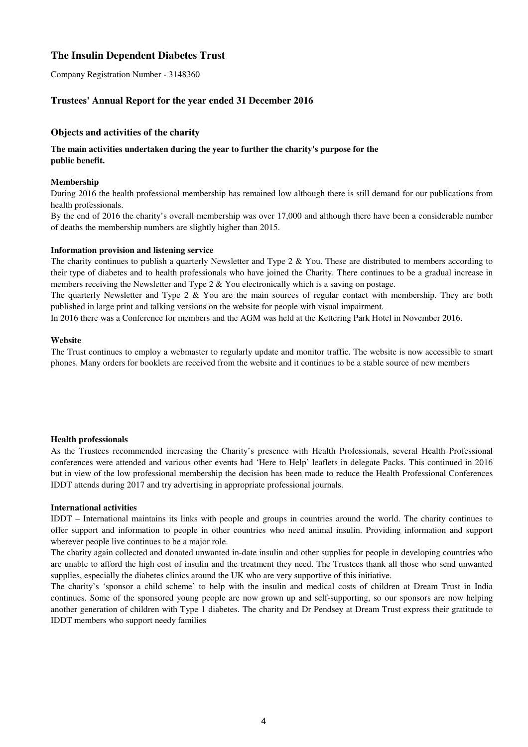# The Insulin Dependent Diabetes Trust

Company Registration Number - 3148360

## Trustees' Annual Report for the year ended 31 December 2016

### Objects and activities of the charity

**The main activities undertaken during the year to further the charity's purpose for the public benefit.**

**Membership**

During 2016 the health professional membership has remained low although there is still demand for our publications from health professionals.

By the end of 2016 the charity's overall membership was over 17,000 and although there have been a considerable number of deaths the membership numbers are slightly higher than 2015.

**Information provision and listening service**

The charity continues to publish a quarterly Newsletter and Type 2 & You. These are distributed to members according to their type of diabetes and to health professionals who have joined the Charity. There continues to be a gradual increase in members receiving the Newsletter and Type 2 & You electronically which is a saving on postage.

The quarterly Newsletter and Type 2 & You are the main sources of regular contact with membership. They are both published in large print and talking versions on the website for people with visual impairment.

In 2016 there was a Conference for members and the AGM was held at the Kettering Park Hotel in November 2016.

**Website**

The Trust continues to employ a webmaster to regularly update and monitor traffic. The website is now accessible to smart phones. Many orders for booklets are received from the website and it continues to be a stable source of new members

**Health professionals**

As the Trustees recommended increasing the Charity's presence with Health Professionals, several Health Professional conferences were attended and various other events had 'Here to Help' leaflets in delegate Packs. This continued in 2016 but in view of the low professional membership the decision has been made to reduce the Health Professional Conferences IDDT attends during 2017 and try advertising in appropriate professional journals.

**International activities**

IDDT – International maintains its links with people and groups in countries around the world. The charity continues to offer support and information to people in other countries who need animal insulin. Providing information and support wherever people live continues to be a major role.

The charity again collected and donated unwanted in-date insulin and other supplies for people in developing countries who are unable to afford the high cost of insulin and the treatment they need. The Trustees thank all those who send unwanted supplies, especially the diabetes clinics around the UK who are very supportive of this initiative.

The charity's 'sponsor a child scheme' to help with the insulin and medical costs of children at Dream Trust in India continues. Some of the sponsored young people are now grown up and self-supporting, so our sponsors are now helping another generation of children with Type 1 diabetes. The charity and Dr Pendsey at Dream Trust express their gratitude to IDDT members who support needy families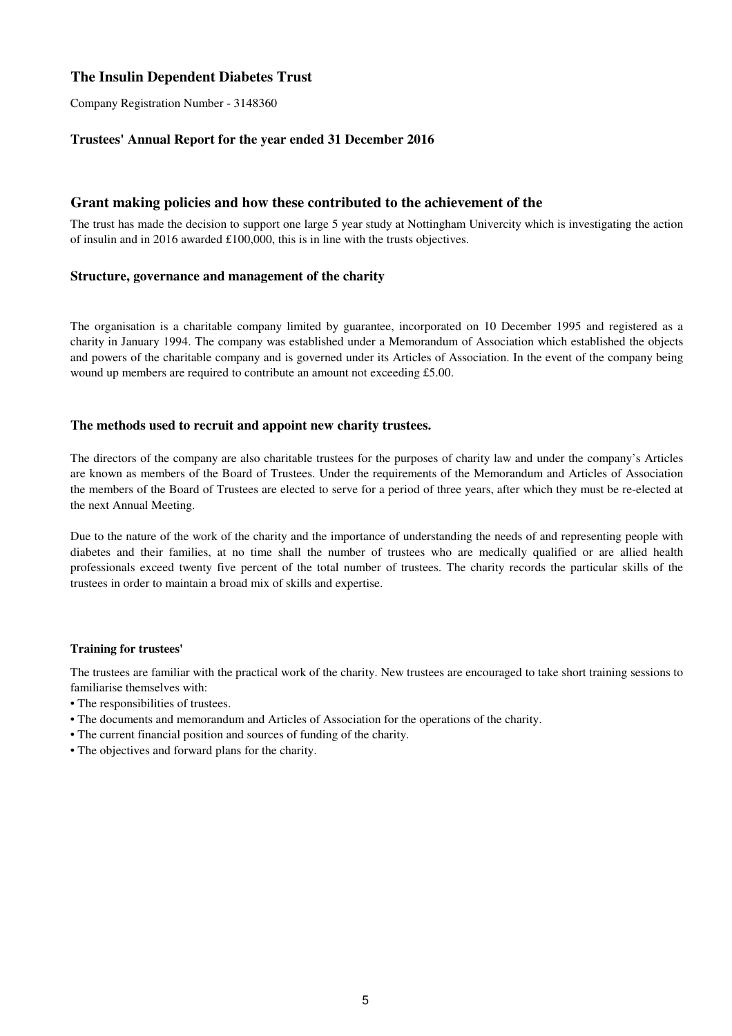## The Insulin Dependent Diabetes Trust

Company Registration Number - 3148360

**Trustees' Annual Report for the year ended 31 December 2016**

### Grant making policies and how these contributed to the achievement of the

The trust has made the decision to support one large 5 year study at Nottingham Univercity which is investigating the action of insulin and in 2016 awarded £100,000, this is in line with the trusts objectives.

### Structure, governance and management of the charity

The organisation is a charitable company limited by guarantee, incorporated on 10 December 1995 and registered as a charity in January 1994. The company was established under a Memorandum of Association which established the objects and powers of the charitable company and is governed under its Articles of Association. In the event of the company being wound up members are required to contribute an amount not exceeding £5.00.

### The methods used to recruit and appoint new charity trustees.

The directors of the company are also charitable trustees for the purposes of charity law and under the company's Articles are known as members of the Board of Trustees. Under the requirements of the Memorandum and Articles of Association the members of the Board of Trustees are elected to serve for a period of three years, after which they must be re-elected at the next Annual Meeting.

Due to the nature of the work of the charity and the importance of understanding the needs of and representing people with diabetes and their families, at no time shall the number of trustees who are medically qualified or are allied health professionals exceed twenty five percent of the total number of trustees. The charity records the particular skills of the trustees in order to maintain a broad mix of skills and expertise.

#### Training for trustees'

The trustees are familiar with the practical work of the charity. New trustees are encouraged to take short training sessions to familiarise themselves with:

- The responsibilities of trustees.
- The documents and memorandum and Articles of Association for the operations of the charity.
- The current financial position and sources of funding of the charity.
- The objectives and forward plans for the charity.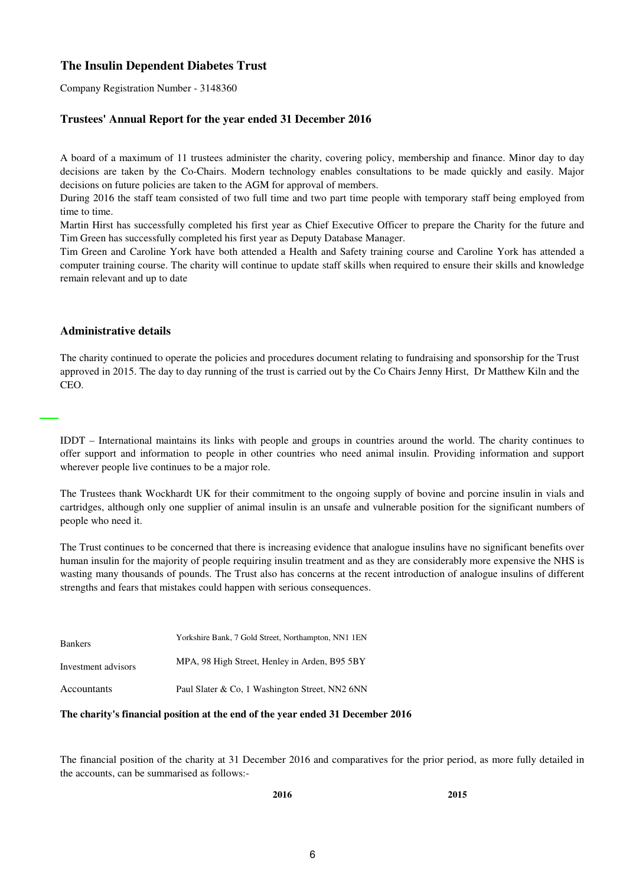## The Insulin Dependent Diabetes Trust

Company Registration Number - 3148360

### Trustees' Annual Report for the year ended 31 December 2016

A board of a maximum of 11 trustees administer the charity, covering policy, membership and finance. Minor day to day decisions are taken by the Co-Chairs. Modern technology enables consultations to be made quickly and easily. Major decisions on future policies are taken to the AGM for approval of members.
During 2016 the staff team consisted of two full time and two part time people with temporary staff being employed from time to time.
Martin Hirst has successfully completed his first year as Chief Executive Officer to prepare the Charity for the future and Tim Green has successfully completed his first year as Deputy Database Manager.
Tim Green and Caroline York have both attended a Health and Safety training course and Caroline York has attended a computer training course. The charity will continue to update staff skills when required to ensure their skills and knowledge remain relevant and up to date

### Administrative details

The charity continued to operate the policies and procedures document relating to fundraising and sponsorship for the Trust approved in 2015. The day to day running of the trust is carried out by the Co Chairs Jenny Hirst, Dr Matthew Kiln and the CEO.

IDDT – International maintains its links with people and groups in countries around the world. The charity continues to offer support and information to people in other countries who need animal insulin. Providing information and support wherever people live continues to be a major role.

The Trustees thank Wockhardt UK for their commitment to the ongoing supply of bovine and porcine insulin in vials and cartridges, although only one supplier of animal insulin is an unsafe and vulnerable position for the significant numbers of people who need it.

The Trust continues to be concerned that there is increasing evidence that analogue insulins have no significant benefits over human insulin for the majority of people requiring insulin treatment and as they are considerably more expensive the NHS is wasting many thousands of pounds. The Trust also has concerns at the recent introduction of analogue insulins of different strengths and fears that mistakes could happen with serious consequences.

| | |
|---|---|
| Bankers | Yorkshire Bank, 7 Gold Street, Northampton, NN1 1EN |
| Investment advisors | MPA, 98 High Street, Henley in Arden, B95 5BY |
| Accountants | Paul Slater & Co, 1 Washington Street, NN2 6NN |

**The charity's financial position at the end of the year ended 31 December 2016**

The financial position of the charity at 31 December 2016 and comparatives for the prior period, as more fully detailed in the accounts, can be summarised as follows:-

| | **2016** | **2015** |
|---|---|---|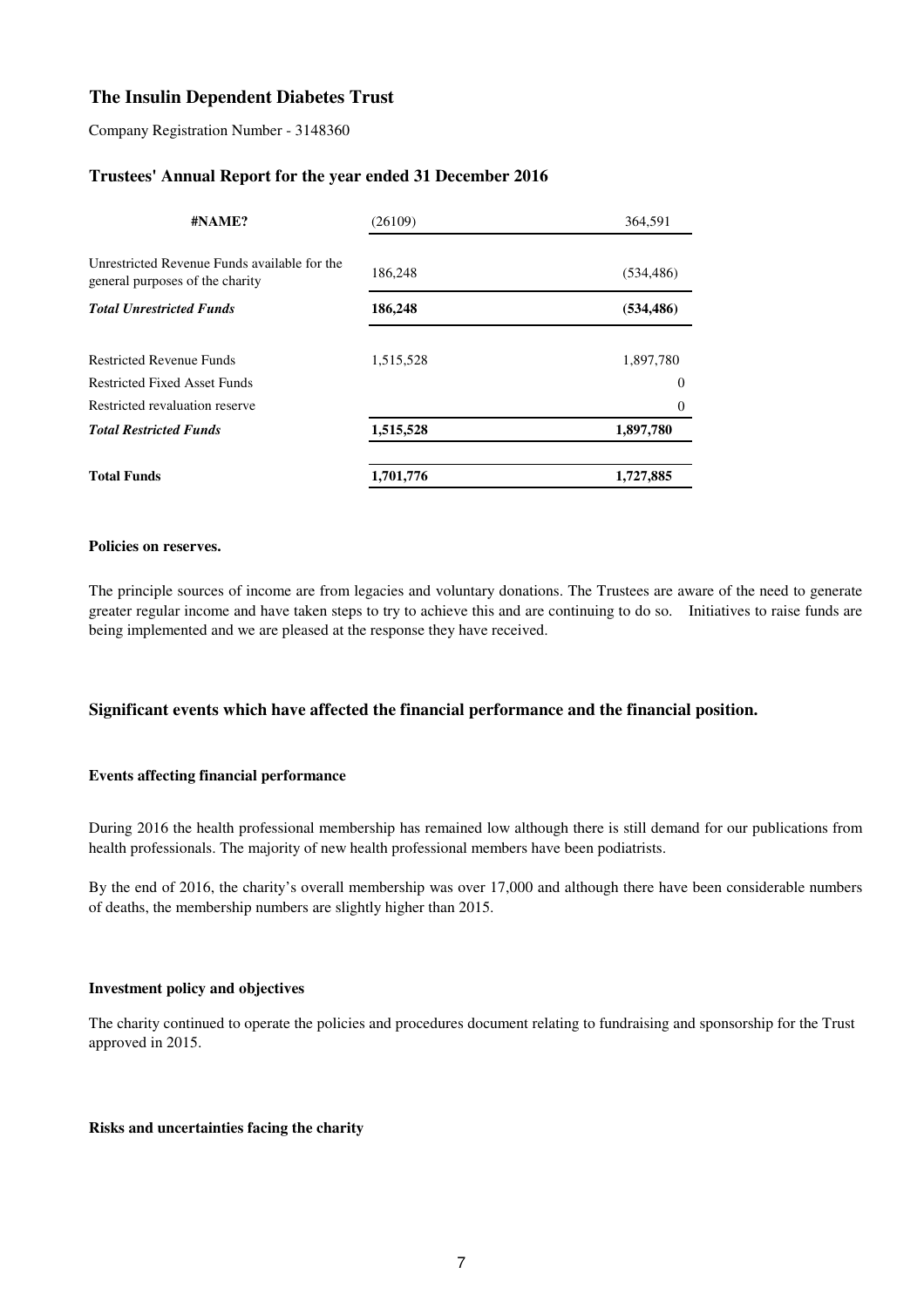# The Insulin Dependent Diabetes Trust

Company Registration Number - 3148360

## Trustees' Annual Report for the year ended 31 December 2016

| #NAME? | (26109) | 364,591 |
|---|---|---|
| Unrestricted Revenue Funds available for the general purposes of the charity | 186,248 | (534,486) |
| ***Total Unrestricted Funds*** | **186,248** | **(534,486)** |
| Restricted Revenue Funds | 1,515,528 | 1,897,780 |
| Restricted Fixed Asset Funds | | 0 |
| Restricted revaluation reserve | | 0 |
| ***Total Restricted Funds*** | **1,515,528** | **1,897,780** |
| **Total Funds** | **1,701,776** | **1,727,885** |

**Policies on reserves.**

The principle sources of income are from legacies and voluntary donations. The Trustees are aware of the need to generate greater regular income and have taken steps to try to achieve this and are continuing to do so. Initiatives to raise funds are being implemented and we are pleased at the response they have received.

## Significant events which have affected the financial performance and the financial position.

**Events affecting financial performance**

During 2016 the health professional membership has remained low although there is still demand for our publications from health professionals. The majority of new health professional members have been podiatrists.

By the end of 2016, the charity's overall membership was over 17,000 and although there have been considerable numbers of deaths, the membership numbers are slightly higher than 2015.

**Investment policy and objectives**

The charity continued to operate the policies and procedures document relating to fundraising and sponsorship for the Trust approved in 2015.

**Risks and uncertainties facing the charity**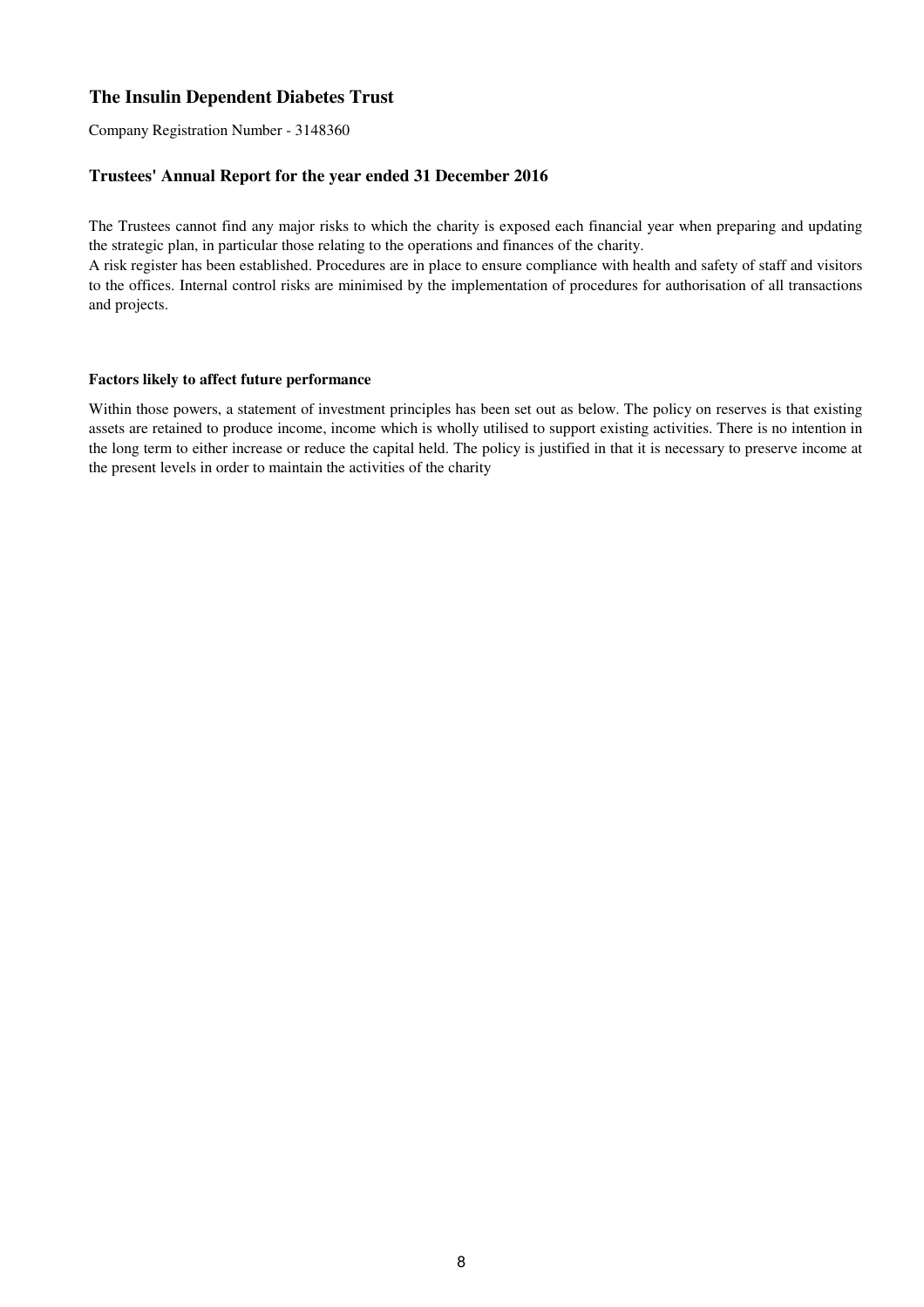# The Insulin Dependent Diabetes Trust

Company Registration Number - 3148360

## Trustees' Annual Report for the year ended 31 December 2016

The Trustees cannot find any major risks to which the charity is exposed each financial year when preparing and updating the strategic plan, in particular those relating to the operations and finances of the charity.
A risk register has been established. Procedures are in place to ensure compliance with health and safety of staff and visitors to the offices. Internal control risks are minimised by the implementation of procedures for authorisation of all transactions and projects.

### Factors likely to affect future performance

Within those powers, a statement of investment principles has been set out as below. The policy on reserves is that existing assets are retained to produce income, income which is wholly utilised to support existing activities. There is no intention in the long term to either increase or reduce the capital held. The policy is justified in that it is necessary to preserve income at the present levels in order to maintain the activities of the charity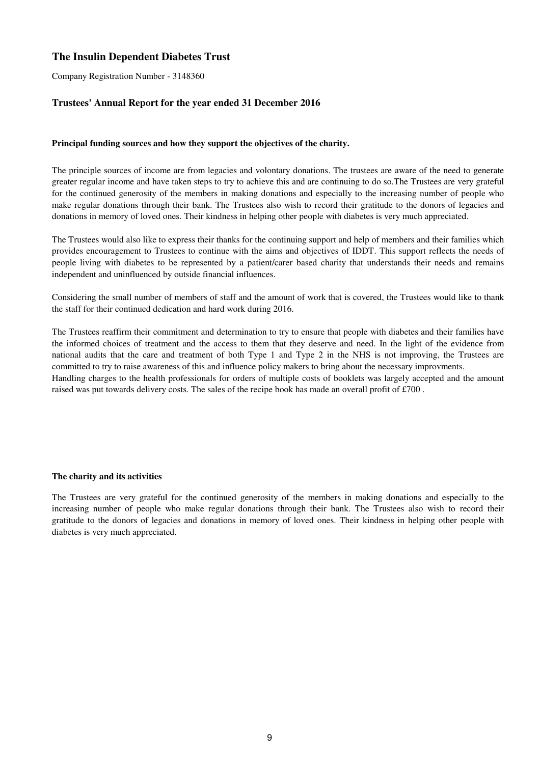# The Insulin Dependent Diabetes Trust

Company Registration Number - 3148360

## Trustees' Annual Report for the year ended 31 December 2016

**Principal funding sources and how they support the objectives of the charity.**

The principle sources of income are from legacies and volontary donations. The trustees are aware of the need to generate greater regular income and have taken steps to try to achieve this and are continuing to do so.The Trustees are very grateful for the continued generosity of the members in making donations and especially to the increasing number of people who make regular donations through their bank. The Trustees also wish to record their gratitude to the donors of legacies and donations in memory of loved ones. Their kindness in helping other people with diabetes is very much appreciated.

The Trustees would also like to express their thanks for the continuing support and help of members and their families which provides encouragement to Trustees to continue with the aims and objectives of IDDT. This support reflects the needs of people living with diabetes to be represented by a patient/carer based charity that understands their needs and remains independent and uninfluenced by outside financial influences.

Considering the small number of members of staff and the amount of work that is covered, the Trustees would like to thank the staff for their continued dedication and hard work during 2016.

The Trustees reaffirm their commitment and determination to try to ensure that people with diabetes and their families have the informed choices of treatment and the access to them that they deserve and need. In the light of the evidence from national audits that the care and treatment of both Type 1 and Type 2 in the NHS is not improving, the Trustees are committed to try to raise awareness of this and influence policy makers to bring about the necessary improvments.
Handling charges to the health professionals for orders of multiple costs of booklets was largely accepted and the amount raised was put towards delivery costs. The sales of the recipe book has made an overall profit of £700 .

**The charity and its activities**

The Trustees are very grateful for the continued generosity of the members in making donations and especially to the increasing number of people who make regular donations through their bank. The Trustees also wish to record their gratitude to the donors of legacies and donations in memory of loved ones. Their kindness in helping other people with diabetes is very much appreciated.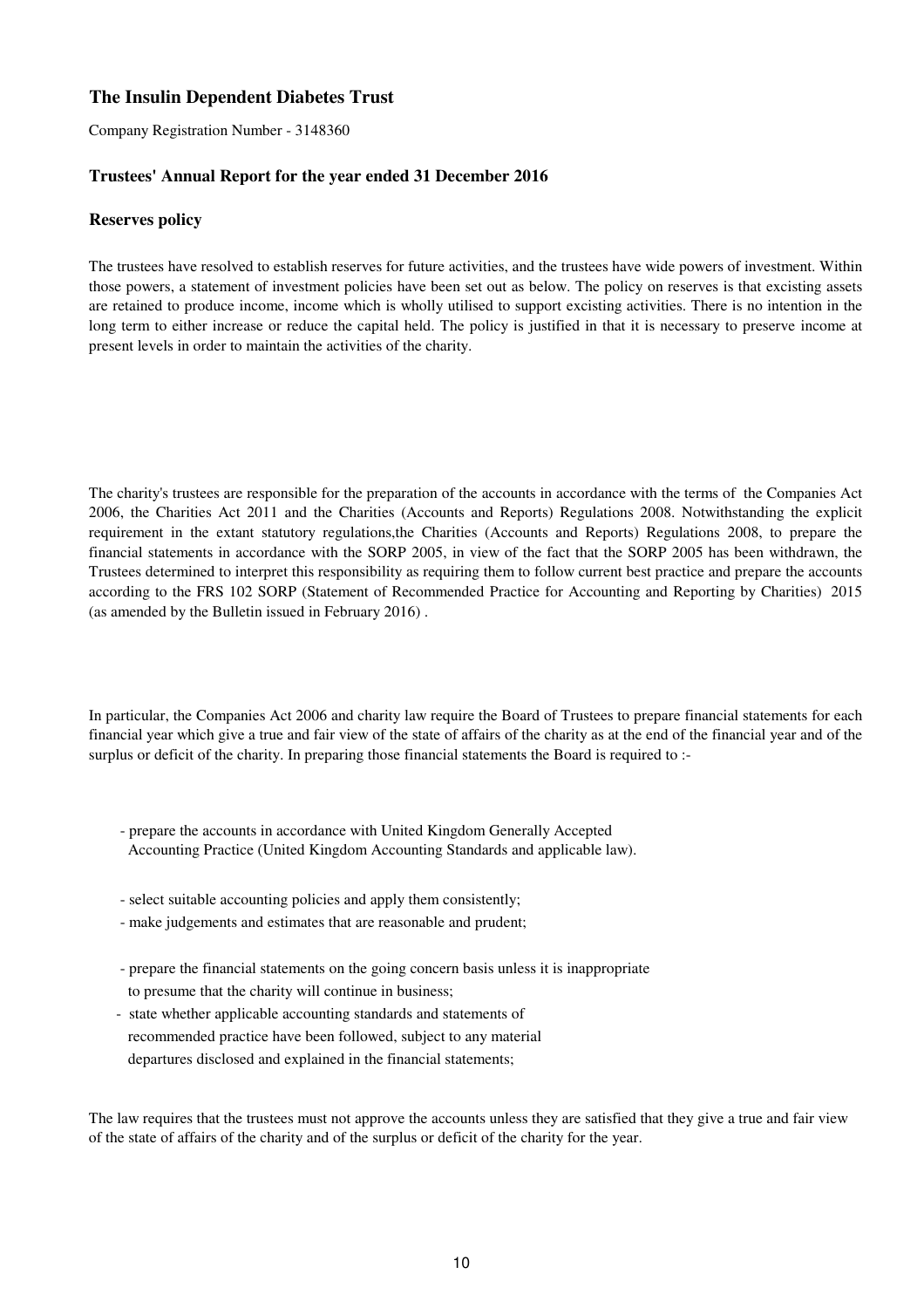# The Insulin Dependent Diabetes Trust

Company Registration Number - 3148360

## Trustees' Annual Report for the year ended 31 December 2016

### Reserves policy

The trustees have resolved to establish reserves for future activities, and the trustees have wide powers of investment. Within those powers, a statement of investment policies have been set out as below. The policy on reserves is that excisting assets are retained to produce income, income which is wholly utilised to support excisting activities. There is no intention in the long term to either increase or reduce the capital held. The policy is justified in that it is necessary to preserve income at present levels in order to maintain the activities of the charity.

The charity's trustees are responsible for the preparation of the accounts in accordance with the terms of the Companies Act 2006, the Charities Act 2011 and the Charities (Accounts and Reports) Regulations 2008. Notwithstanding the explicit requirement in the extant statutory regulations,the Charities (Accounts and Reports) Regulations 2008, to prepare the financial statements in accordance with the SORP 2005, in view of the fact that the SORP 2005 has been withdrawn, the Trustees determined to interpret this responsibility as requiring them to follow current best practice and prepare the accounts according to the FRS 102 SORP (Statement of Recommended Practice for Accounting and Reporting by Charities) 2015 (as amended by the Bulletin issued in February 2016) .

In particular, the Companies Act 2006 and charity law require the Board of Trustees to prepare financial statements for each financial year which give a true and fair view of the state of affairs of the charity as at the end of the financial year and of the surplus or deficit of the charity. In preparing those financial statements the Board is required to :-

- prepare the accounts in accordance with United Kingdom Generally Accepted Accounting Practice (United Kingdom Accounting Standards and applicable law).
- select suitable accounting policies and apply them consistently;
- make judgements and estimates that are reasonable and prudent;
- prepare the financial statements on the going concern basis unless it is inappropriate to presume that the charity will continue in business;
- state whether applicable accounting standards and statements of recommended practice have been followed, subject to any material departures disclosed and explained in the financial statements;

The law requires that the trustees must not approve the accounts unless they are satisfied that they give a true and fair view of the state of affairs of the charity and of the surplus or deficit of the charity for the year.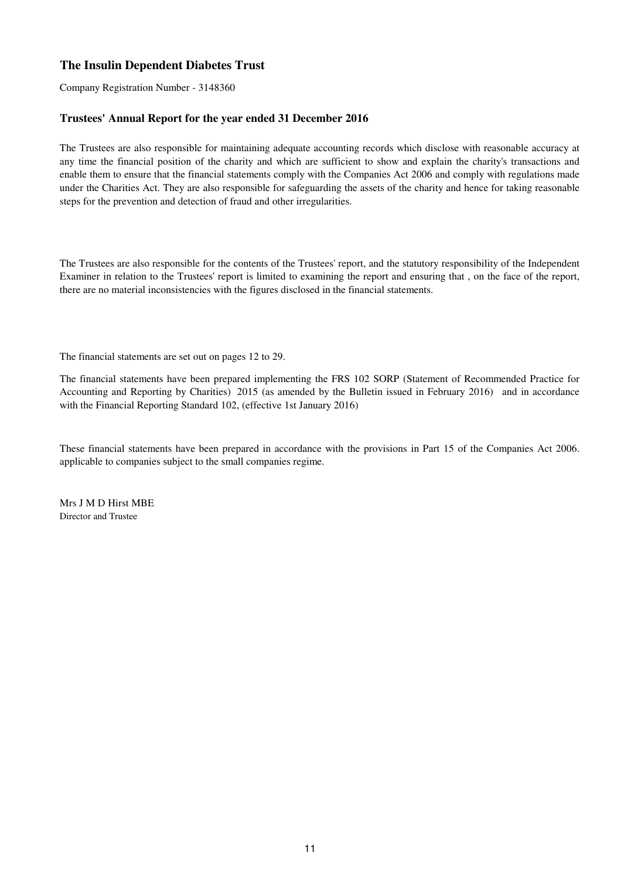## The Insulin Dependent Diabetes Trust

Company Registration Number - 3148360

### Trustees' Annual Report for the year ended 31 December 2016

The Trustees are also responsible for maintaining adequate accounting records which disclose with reasonable accuracy at any time the financial position of the charity and which are sufficient to show and explain the charity's transactions and enable them to ensure that the financial statements comply with the Companies Act 2006 and comply with regulations made under the Charities Act. They are also responsible for safeguarding the assets of the charity and hence for taking reasonable steps for the prevention and detection of fraud and other irregularities.

The Trustees are also responsible for the contents of the Trustees' report, and the statutory responsibility of the Independent Examiner in relation to the Trustees' report is limited to examining the report and ensuring that , on the face of the report, there are no material inconsistencies with the figures disclosed in the financial statements.

The financial statements are set out on pages 12 to 29.

The financial statements have been prepared implementing the FRS 102 SORP (Statement of Recommended Practice for Accounting and Reporting by Charities) 2015 (as amended by the Bulletin issued in February 2016) and in accordance with the Financial Reporting Standard 102, (effective 1st January 2016)

These financial statements have been prepared in accordance with the provisions in Part 15 of the Companies Act 2006. applicable to companies subject to the small companies regime.

Mrs J M D Hirst MBE
Director and Trustee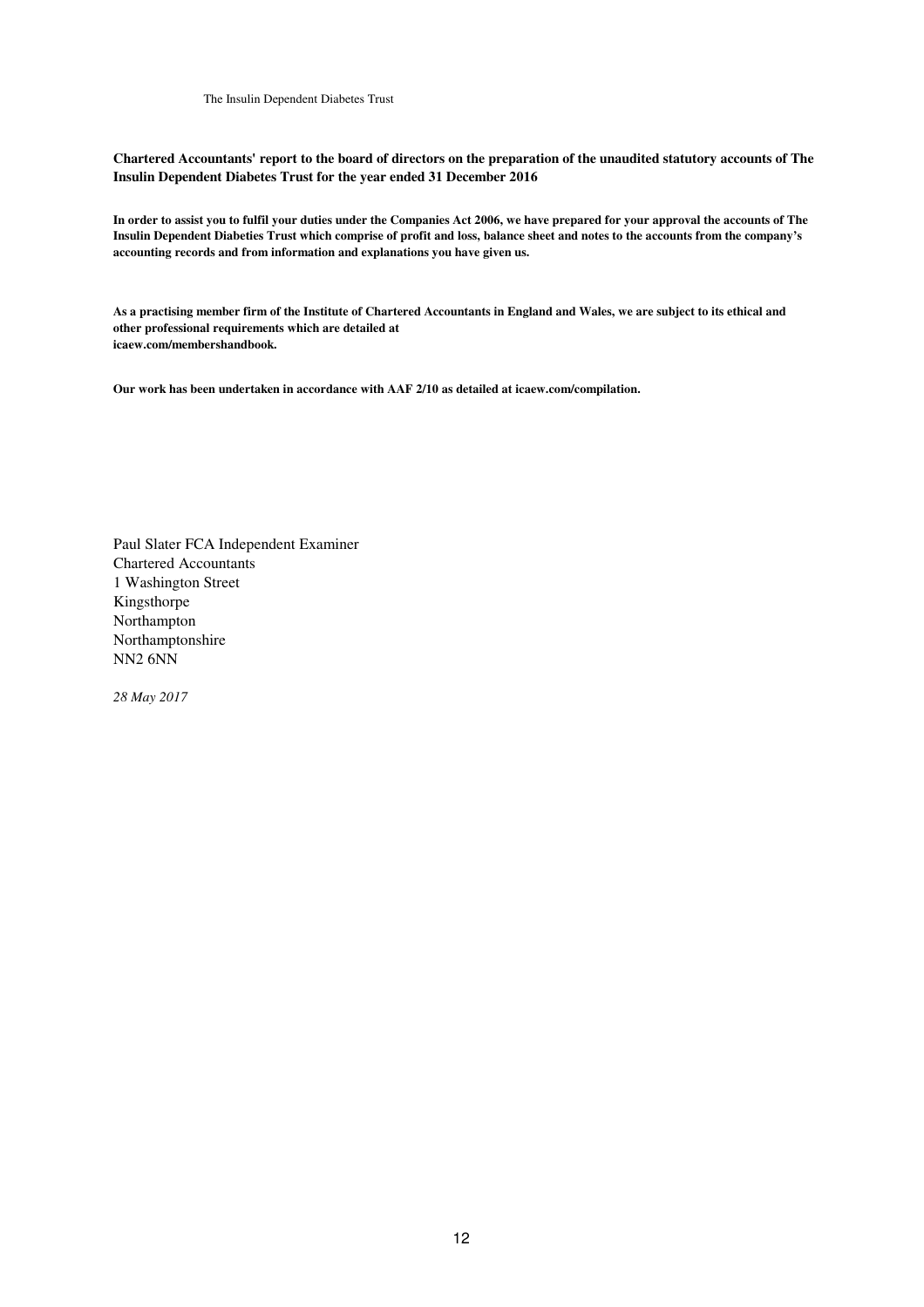**Chartered Accountants' report to the board of directors on the preparation of the unaudited statutory accounts of The Insulin Dependent Diabetes Trust for the year ended 31 December 2016**

**In order to assist you to fulfil your duties under the Companies Act 2006, we have prepared for your approval the accounts of The Insulin Dependent Diabeties Trust which comprise of profit and loss, balance sheet and notes to the accounts from the company's accounting records and from information and explanations you have given us.**

**As a practising member firm of the Institute of Chartered Accountants in England and Wales, we are subject to its ethical and other professional requirements which are detailed at icaew.com/membershandbook.**

**Our work has been undertaken in accordance with AAF 2/10 as detailed at icaew.com/compilation.**

Paul Slater FCA Independent Examiner
Chartered Accountants
1 Washington Street
Kingsthorpe
Northampton
Northamptonshire
NN2 6NN

*28 May 2017*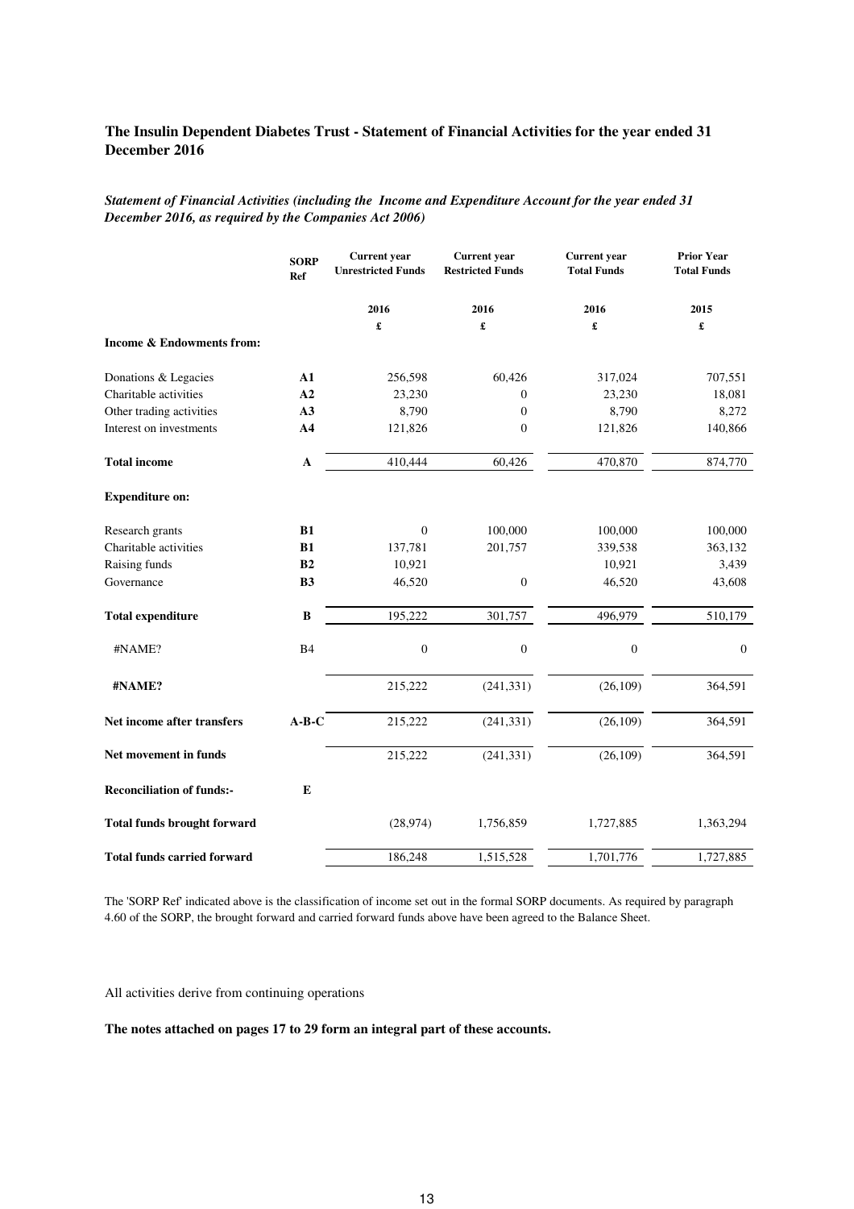## The Insulin Dependent Diabetes Trust - Statement of Financial Activities for the year ended 31 December 2016

***Statement of Financial Activities (including the Income and Expenditure Account for the year ended 31 December 2016, as required by the Companies Act 2006)***

| | SORP Ref | Current year Unrestricted Funds | Current year Restricted Funds | Current year Total Funds | Prior Year Total Funds |
|---|---|---|---|---|---|
| | | 2016 | 2016 | 2016 | 2015 |
| | | £ | £ | £ | £ |
| **Income & Endowments from:** | | | | | |
| Donations & Legacies | **A1** | 256,598 | 60,426 | 317,024 | 707,551 |
| Charitable activities | **A2** | 23,230 | 0 | 23,230 | 18,081 |
| Other trading activities | **A3** | 8,790 | 0 | 8,790 | 8,272 |
| Interest on investments | **A4** | 121,826 | 0 | 121,826 | 140,866 |
| **Total income** | **A** | 410,444 | 60,426 | 470,870 | 874,770 |
| **Expenditure on:** | | | | | |
| Research grants | **B1** | 0 | 100,000 | 100,000 | 100,000 |
| Charitable activities | **B1** | 137,781 | 201,757 | 339,538 | 363,132 |
| Raising funds | **B2** | 10,921 | | 10,921 | 3,439 |
| Governance | **B3** | 46,520 | 0 | 46,520 | 43,608 |
| **Total expenditure** | **B** | 195,222 | 301,757 | 496,979 | 510,179 |
| #NAME? | B4 | 0 | 0 | 0 | 0 |
| **#NAME?** | | 215,222 | (241,331) | (26,109) | 364,591 |
| **Net income after transfers** | **A-B-C** | 215,222 | (241,331) | (26,109) | 364,591 |
| **Net movement in funds** | | 215,222 | (241,331) | (26,109) | 364,591 |
| **Reconciliation of funds:-** | **E** | | | | |
| **Total funds brought forward** | | (28,974) | 1,756,859 | 1,727,885 | 1,363,294 |
| **Total funds carried forward** | | 186,248 | 1,515,528 | 1,701,776 | 1,727,885 |

The 'SORP Ref' indicated above is the classification of income set out in the formal SORP documents. As required by paragraph 4.60 of the SORP, the brought forward and carried forward funds above have been agreed to the Balance Sheet.

All activities derive from continuing operations

**The notes attached on pages 17 to 29 form an integral part of these accounts.**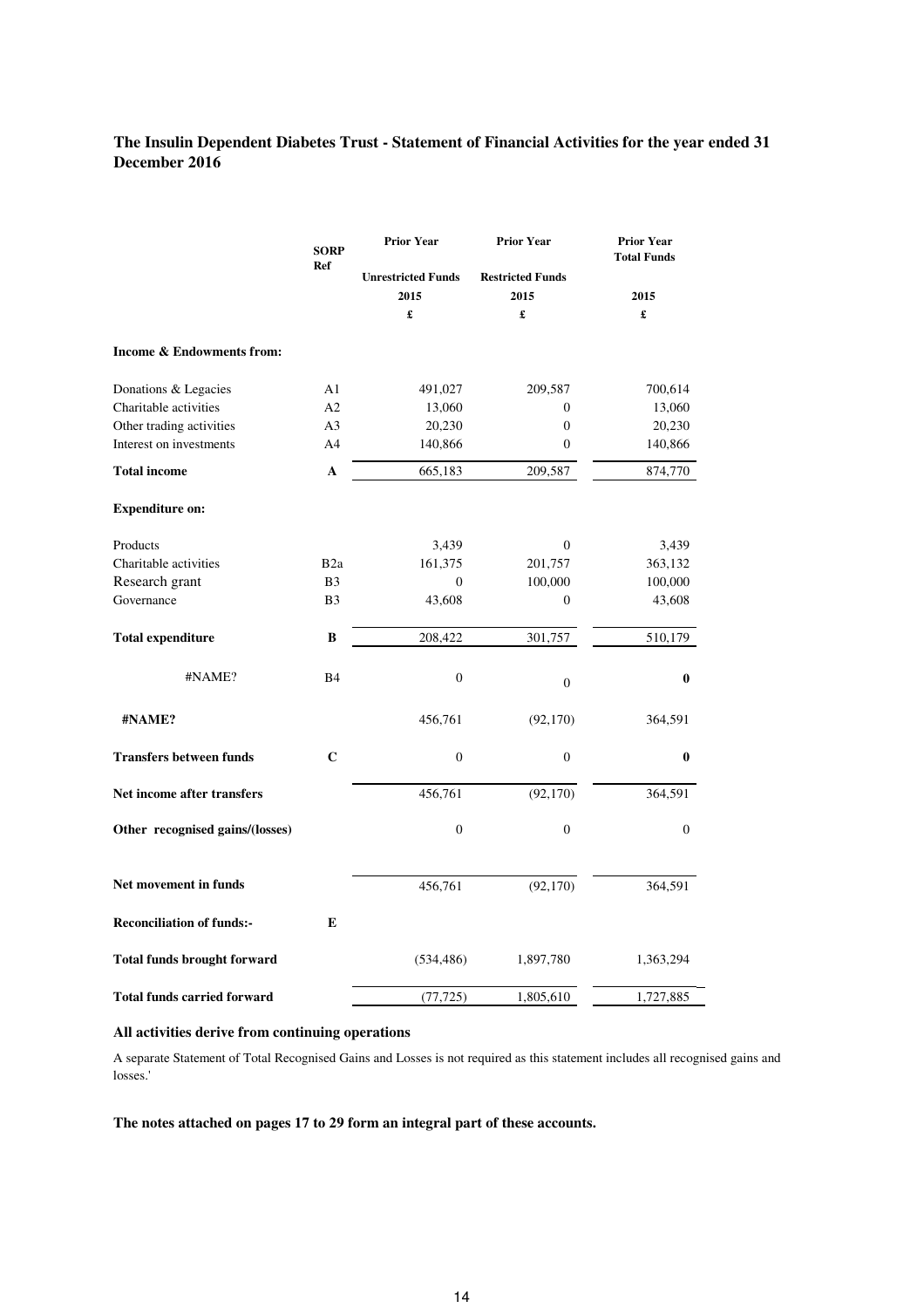**The Insulin Dependent Diabetes Trust - Statement of Financial Activities for the year ended 31 December 2016**

| | SORP Ref | Prior Year Unrestricted Funds 2015 £ | Prior Year Restricted Funds 2015 £ | Prior Year Total Funds 2015 £ |
|---|---|---|---|---|
| **Income & Endowments from:** | | | | |
| Donations & Legacies | A1 | 491,027 | 209,587 | 700,614 |
| Charitable activities | A2 | 13,060 | 0 | 13,060 |
| Other trading activities | A3 | 20,230 | 0 | 20,230 |
| Interest on investments | A4 | 140,866 | 0 | 140,866 |
| **Total income** | **A** | 665,183 | 209,587 | 874,770 |
| **Expenditure on:** | | | | |
| Products | | 3,439 | 0 | 3,439 |
| Charitable activities | B2a | 161,375 | 201,757 | 363,132 |
| Research grant | B3 | 0 | 100,000 | 100,000 |
| Governance | B3 | 43,608 | 0 | 43,608 |
| **Total expenditure** | **B** | 208,422 | 301,757 | 510,179 |
| #NAME? | B4 | 0 | 0 | **0** |
| **#NAME?** | | 456,761 | (92,170) | 364,591 |
| **Transfers between funds** | **C** | 0 | 0 | **0** |
| **Net income after transfers** | | 456,761 | (92,170) | 364,591 |
| **Other recognised gains/(losses)** | | 0 | 0 | 0 |
| **Net movement in funds** | | 456,761 | (92,170) | 364,591 |
| **Reconciliation of funds:-** | **E** | | | |
| **Total funds brought forward** | | (534,486) | 1,897,780 | 1,363,294 |
| **Total funds carried forward** | | (77,725) | 1,805,610 | 1,727,885 |

**All activities derive from continuing operations**

A separate Statement of Total Recognised Gains and Losses is not required as this statement includes all recognised gains and losses.'

**The notes attached on pages 17 to 29 form an integral part of these accounts.**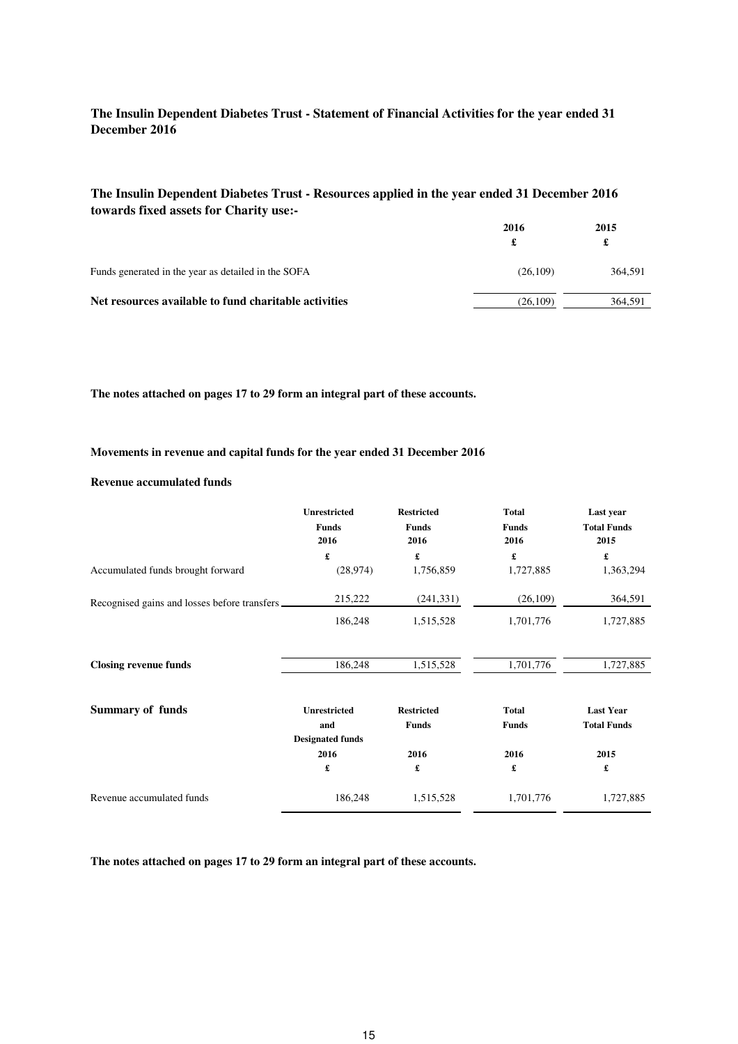## The Insulin Dependent Diabetes Trust - Statement of Financial Activities for the year ended 31 December 2016

### The Insulin Dependent Diabetes Trust - Resources applied in the year ended 31 December 2016 towards fixed assets for Charity use:-

| | 2016 | 2015 |
|---|---|---|
| | £ | £ |
| Funds generated in the year as detailed in the SOFA | (26,109) | 364,591 |
| **Net resources available to fund charitable activities** | (26,109) | 364,591 |

**The notes attached on pages 17 to 29 form an integral part of these accounts.**

### Movements in revenue and capital funds for the year ended 31 December 2016

**Revenue accumulated funds**

| | Unrestricted Funds 2016 | Restricted Funds 2016 | Total Funds 2016 | Last year Total Funds 2015 |
|---|---|---|---|---|
| | £ | £ | £ | £ |
| Accumulated funds brought forward | (28,974) | 1,756,859 | 1,727,885 | 1,363,294 |
| Recognised gains and losses before transfers | 215,222 | (241,331) | (26,109) | 364,591 |
| | 186,248 | 1,515,528 | 1,701,776 | 1,727,885 |
| **Closing revenue funds** | 186,248 | 1,515,528 | 1,701,776 | 1,727,885 |

| **Summary of funds** | Unrestricted and Designated funds 2016 | Restricted Funds 2016 | Total Funds 2016 | Last Year Total Funds 2015 |
|---|---|---|---|---|
| | £ | £ | £ | £ |
| Revenue accumulated funds | 186,248 | 1,515,528 | 1,701,776 | 1,727,885 |

**The notes attached on pages 17 to 29 form an integral part of these accounts.**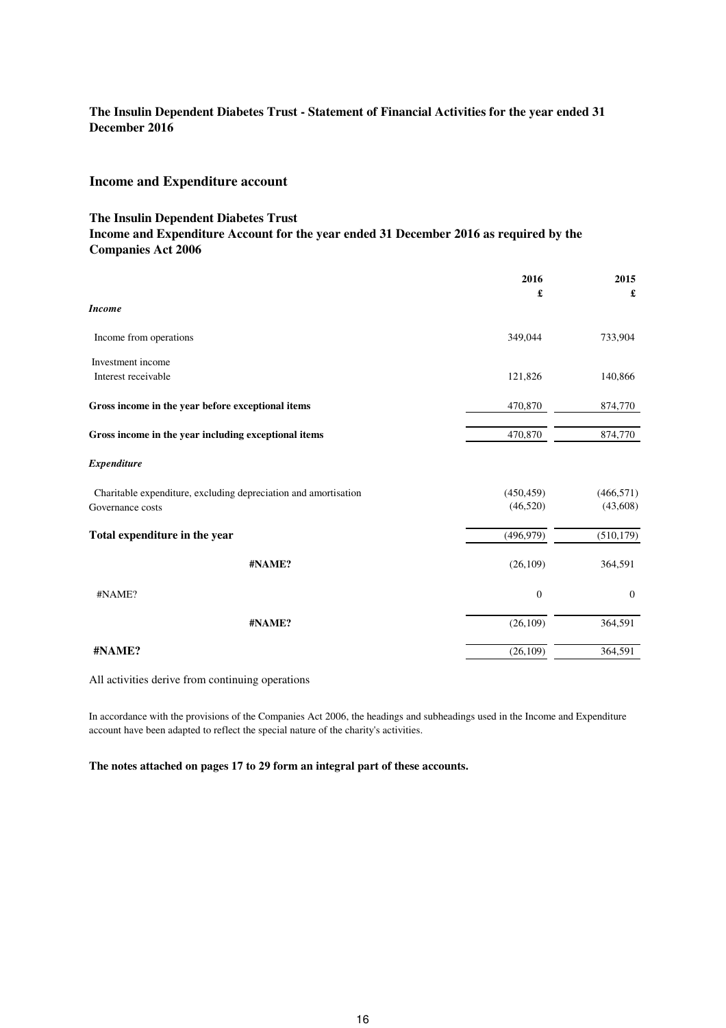**The Insulin Dependent Diabetes Trust - Statement of Financial Activities for the year ended 31 December 2016**

## Income and Expenditure account

### The Insulin Dependent Diabetes Trust
### Income and Expenditure Account for the year ended 31 December 2016 as required by the Companies Act 2006

| | 2016<br>£ | 2015<br>£ |
|---|---|---|
| ***Income*** | | |
| Income from operations | 349,044 | 733,904 |
| Investment income | | |
| Interest receivable | 121,826 | 140,866 |
| **Gross income in the year before exceptional items** | 470,870 | 874,770 |
| **Gross income in the year including exceptional items** | 470,870 | 874,770 |
| ***Expenditure*** | | |
| Charitable expenditure, excluding depreciation and amortisation | (450,459) | (466,571) |
| Governance costs | (46,520) | (43,608) |
| **Total expenditure in the year** | (496,979) | (510,179) |
| **#NAME?** | (26,109) | 364,591 |
| #NAME? | 0 | 0 |
| **#NAME?** | (26,109) | 364,591 |
| **#NAME?** | (26,109) | 364,591 |

All activities derive from continuing operations

In accordance with the provisions of the Companies Act 2006, the headings and subheadings used in the Income and Expenditure account have been adapted to reflect the special nature of the charity's activities.

**The notes attached on pages 17 to 29 form an integral part of these accounts.**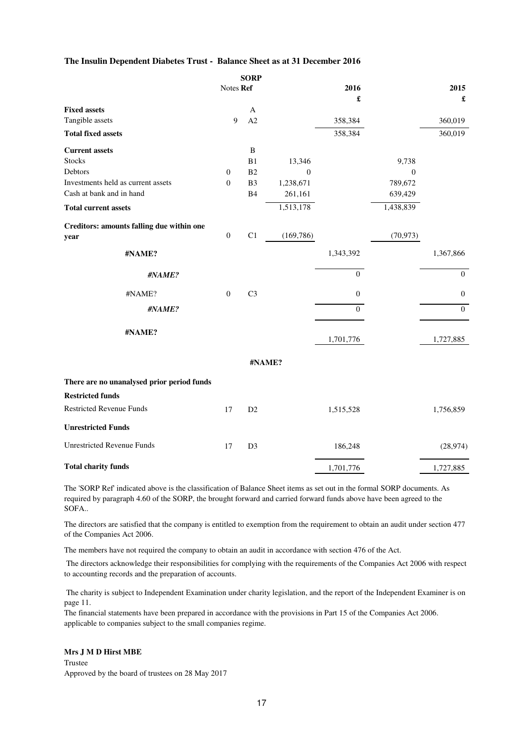## The Insulin Dependent Diabetes Trust - Balance Sheet as at 31 December 2016

| | Notes | SORP Ref | | 2016 £ | | 2015 £ |
|---|---|---|---|---|---|---|
| **Fixed assets** | | A | | | | |
| Tangible assets | 9 | A2 | | 358,384 | | 360,019 |
| **Total fixed assets** | | | | 358,384 | | 360,019 |
| **Current assets** | | B | | | | |
| Stocks | | B1 | 13,346 | | 9,738 | |
| Debtors | 0 | B2 | 0 | | 0 | |
| Investments held as current assets | 0 | B3 | 1,238,671 | | 789,672 | |
| Cash at bank and in hand | | B4 | 261,161 | | 639,429 | |
| **Total current assets** | | | 1,513,178 | | 1,438,839 | |
| **Creditors: amounts falling due within one year** | 0 | C1 | (169,786) | | (70,973) | |
| **#NAME?** | | | | 1,343,392 | | 1,367,866 |
| ***#NAME?*** | | | | 0 | | 0 |
| #NAME? | 0 | C3 | | 0 | | 0 |
| ***#NAME?*** | | | | 0 | | 0 |
| **#NAME?** | | | | 1,701,776 | | 1,727,885 |

**#NAME?**

| | | | | 2016 £ | | 2015 £ |
|---|---|---|---|---|---|---|
| **There are no unanalysed prior period funds** | | | | | | |
| **Restricted funds** | | | | | | |
| Restricted Revenue Funds | 17 | D2 | | 1,515,528 | | 1,756,859 |
| **Unrestricted Funds** | | | | | | |
| Unrestricted Revenue Funds | 17 | D3 | | 186,248 | | (28,974) |
| **Total charity funds** | | | | 1,701,776 | | 1,727,885 |

The 'SORP Ref' indicated above is the classification of Balance Sheet items as set out in the formal SORP documents. As required by paragraph 4.60 of the SORP, the brought forward and carried forward funds above have been agreed to the SOFA..

The directors are satisfied that the company is entitled to exemption from the requirement to obtain an audit under section 477 of the Companies Act 2006.

The members have not required the company to obtain an audit in accordance with section 476 of the Act.

The directors acknowledge their responsibilities for complying with the requirements of the Companies Act 2006 with respect to accounting records and the preparation of accounts.

The charity is subject to Independent Examination under charity legislation, and the report of the Independent Examiner is on page 11.

The financial statements have been prepared in accordance with the provisions in Part 15 of the Companies Act 2006. applicable to companies subject to the small companies regime.

**Mrs J M D Hirst MBE**
Trustee
Approved by the board of trustees on 28 May 2017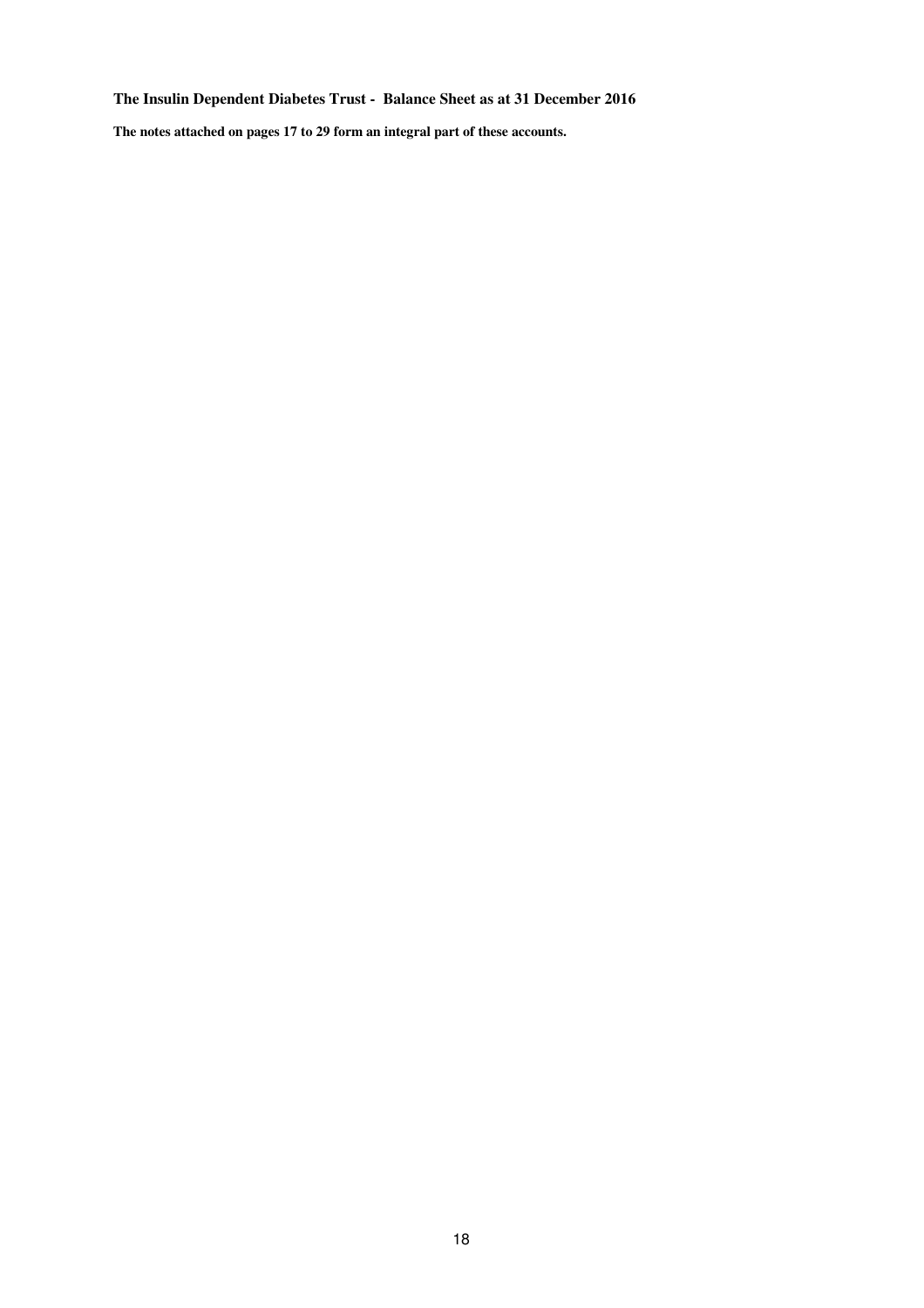**The Insulin Dependent Diabetes Trust - Balance Sheet as at 31 December 2016**

**The notes attached on pages 17 to 29 form an integral part of these accounts.**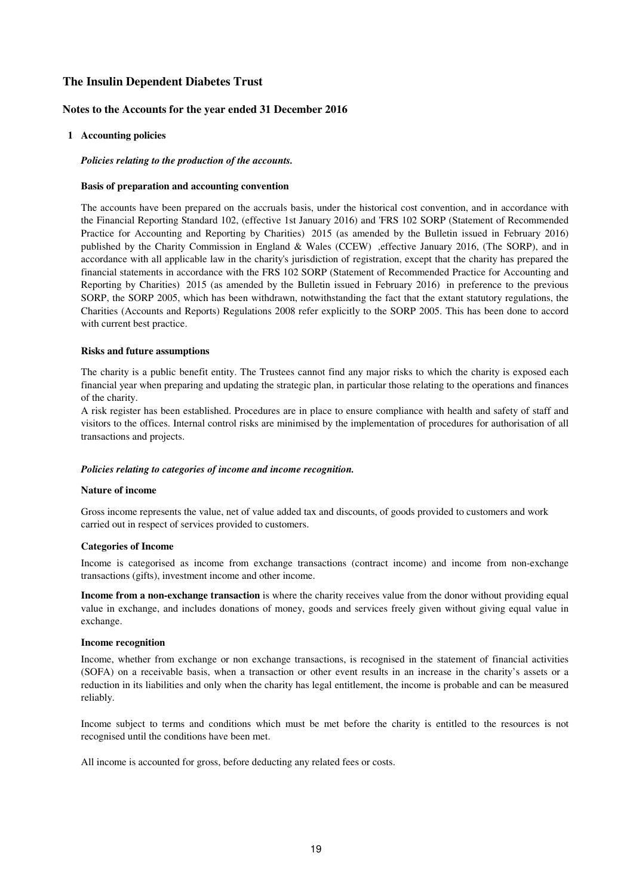# The Insulin Dependent Diabetes Trust

## Notes to the Accounts for the year ended 31 December 2016

### 1 Accounting policies

***Policies relating to the production of the accounts.***

**Basis of preparation and accounting convention**

The accounts have been prepared on the accruals basis, under the historical cost convention, and in accordance with the Financial Reporting Standard 102, (effective 1st January 2016) and 'FRS 102 SORP (Statement of Recommended Practice for Accounting and Reporting by Charities) 2015 (as amended by the Bulletin issued in February 2016) published by the Charity Commission in England & Wales (CCEW) ,effective January 2016, (The SORP), and in accordance with all applicable law in the charity's jurisdiction of registration, except that the charity has prepared the financial statements in accordance with the FRS 102 SORP (Statement of Recommended Practice for Accounting and Reporting by Charities) 2015 (as amended by the Bulletin issued in February 2016) in preference to the previous SORP, the SORP 2005, which has been withdrawn, notwithstanding the fact that the extant statutory regulations, the Charities (Accounts and Reports) Regulations 2008 refer explicitly to the SORP 2005. This has been done to accord with current best practice.

**Risks and future assumptions**

The charity is a public benefit entity. The Trustees cannot find any major risks to which the charity is exposed each financial year when preparing and updating the strategic plan, in particular those relating to the operations and finances of the charity.

A risk register has been established. Procedures are in place to ensure compliance with health and safety of staff and visitors to the offices. Internal control risks are minimised by the implementation of procedures for authorisation of all transactions and projects.

***Policies relating to categories of income and income recognition.***

**Nature of income**

Gross income represents the value, net of value added tax and discounts, of goods provided to customers and work carried out in respect of services provided to customers.

**Categories of Income**

Income is categorised as income from exchange transactions (contract income) and income from non-exchange transactions (gifts), investment income and other income.

**Income from a non-exchange transaction** is where the charity receives value from the donor without providing equal value in exchange, and includes donations of money, goods and services freely given without giving equal value in exchange.

**Income recognition**

Income, whether from exchange or non exchange transactions, is recognised in the statement of financial activities (SOFA) on a receivable basis, when a transaction or other event results in an increase in the charity's assets or a reduction in its liabilities and only when the charity has legal entitlement, the income is probable and can be measured reliably.

Income subject to terms and conditions which must be met before the charity is entitled to the resources is not recognised until the conditions have been met.

All income is accounted for gross, before deducting any related fees or costs.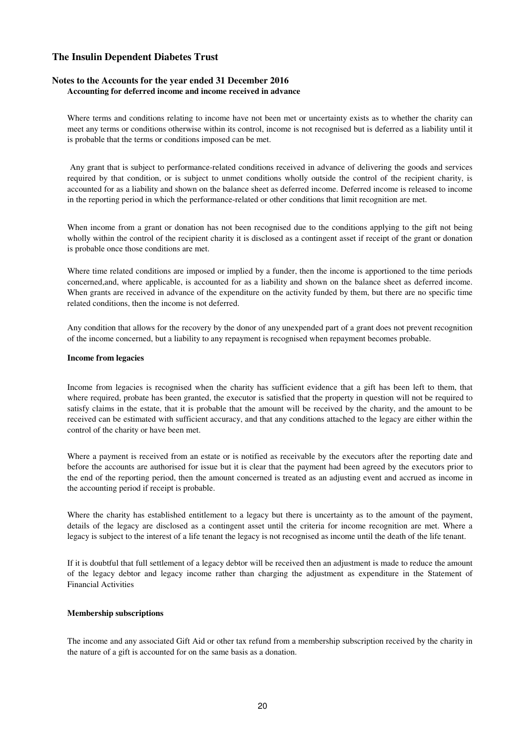# The Insulin Dependent Diabetes Trust

## Notes to the Accounts for the year ended 31 December 2016

**Accounting for deferred income and income received in advance**

Where terms and conditions relating to income have not been met or uncertainty exists as to whether the charity can meet any terms or conditions otherwise within its control, income is not recognised but is deferred as a liability until it is probable that the terms or conditions imposed can be met.

Any grant that is subject to performance-related conditions received in advance of delivering the goods and services required by that condition, or is subject to unmet conditions wholly outside the control of the recipient charity, is accounted for as a liability and shown on the balance sheet as deferred income. Deferred income is released to income in the reporting period in which the performance-related or other conditions that limit recognition are met.

When income from a grant or donation has not been recognised due to the conditions applying to the gift not being wholly within the control of the recipient charity it is disclosed as a contingent asset if receipt of the grant or donation is probable once those conditions are met.

Where time related conditions are imposed or implied by a funder, then the income is apportioned to the time periods concerned,and, where applicable, is accounted for as a liability and shown on the balance sheet as deferred income. When grants are received in advance of the expenditure on the activity funded by them, but there are no specific time related conditions, then the income is not deferred.

Any condition that allows for the recovery by the donor of any unexpended part of a grant does not prevent recognition of the income concerned, but a liability to any repayment is recognised when repayment becomes probable.

**Income from legacies**

Income from legacies is recognised when the charity has sufficient evidence that a gift has been left to them, that where required, probate has been granted, the executor is satisfied that the property in question will not be required to satisfy claims in the estate, that it is probable that the amount will be received by the charity, and the amount to be received can be estimated with sufficient accuracy, and that any conditions attached to the legacy are either within the control of the charity or have been met.

Where a payment is received from an estate or is notified as receivable by the executors after the reporting date and before the accounts are authorised for issue but it is clear that the payment had been agreed by the executors prior to the end of the reporting period, then the amount concerned is treated as an adjusting event and accrued as income in the accounting period if receipt is probable.

Where the charity has established entitlement to a legacy but there is uncertainty as to the amount of the payment, details of the legacy are disclosed as a contingent asset until the criteria for income recognition are met. Where a legacy is subject to the interest of a life tenant the legacy is not recognised as income until the death of the life tenant.

If it is doubtful that full settlement of a legacy debtor will be received then an adjustment is made to reduce the amount of the legacy debtor and legacy income rather than charging the adjustment as expenditure in the Statement of Financial Activities

**Membership subscriptions**

The income and any associated Gift Aid or other tax refund from a membership subscription received by the charity in the nature of a gift is accounted for on the same basis as a donation.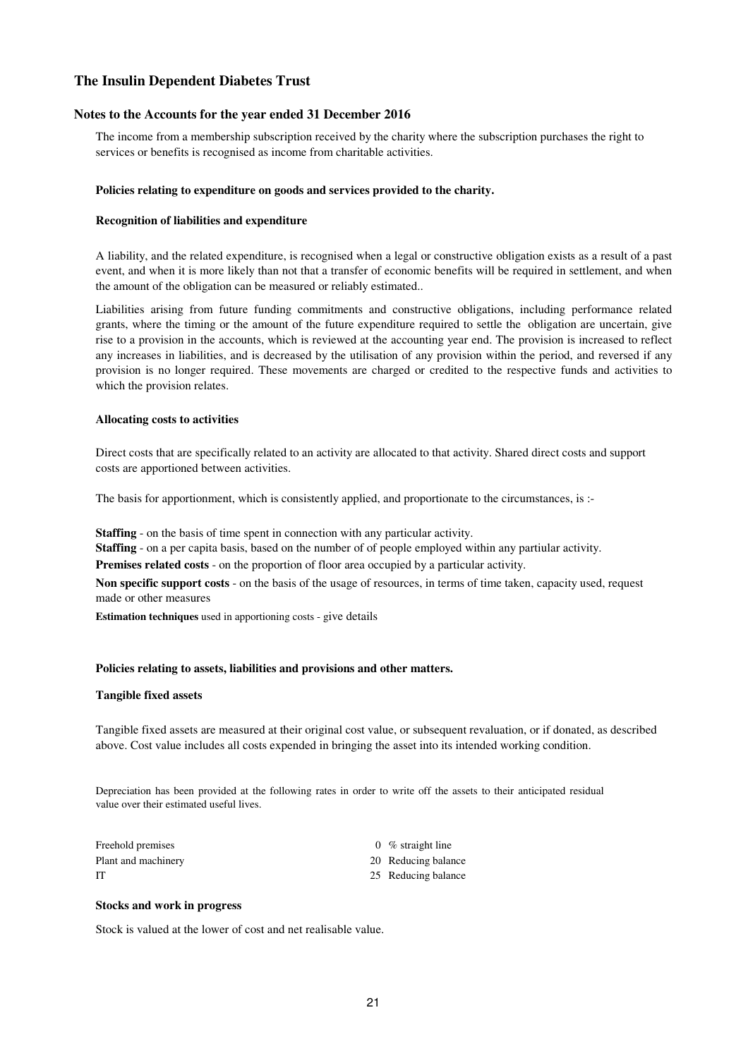# The Insulin Dependent Diabetes Trust

## Notes to the Accounts for the year ended 31 December 2016

The income from a membership subscription received by the charity where the subscription purchases the right to services or benefits is recognised as income from charitable activities.

### Policies relating to expenditure on goods and services provided to the charity.

#### Recognition of liabilities and expenditure

A liability, and the related expenditure, is recognised when a legal or constructive obligation exists as a result of a past event, and when it is more likely than not that a transfer of economic benefits will be required in settlement, and when the amount of the obligation can be measured or reliably estimated..

Liabilities arising from future funding commitments and constructive obligations, including performance related grants, where the timing or the amount of the future expenditure required to settle the obligation are uncertain, give rise to a provision in the accounts, which is reviewed at the accounting year end. The provision is increased to reflect any increases in liabilities, and is decreased by the utilisation of any provision within the period, and reversed if any provision is no longer required. These movements are charged or credited to the respective funds and activities to which the provision relates.

#### Allocating costs to activities

Direct costs that are specifically related to an activity are allocated to that activity. Shared direct costs and support costs are apportioned between activities.

The basis for apportionment, which is consistently applied, and proportionate to the circumstances, is :-

**Staffing** - on the basis of time spent in connection with any particular activity.
**Staffing** - on a per capita basis, based on the number of of people employed within any partiular activity.
**Premises related costs** - on the proportion of floor area occupied by a particular activity.
**Non specific support costs** - on the basis of the usage of resources, in terms of time taken, capacity used, request made or other measures
**Estimation techniques** used in apportioning costs - give details

### Policies relating to assets, liabilities and provisions and other matters.

#### Tangible fixed assets

Tangible fixed assets are measured at their original cost value, or subsequent revaluation, or if donated, as described above. Cost value includes all costs expended in bringing the asset into its intended working condition.

Depreciation has been provided at the following rates in order to write off the assets to their anticipated residual value over their estimated useful lives.

| | | |
|---|---|---|
| Freehold premises | 0 | % straight line |
| Plant and machinery | 20 | Reducing balance |
| IT | 25 | Reducing balance |

#### Stocks and work in progress

Stock is valued at the lower of cost and net realisable value.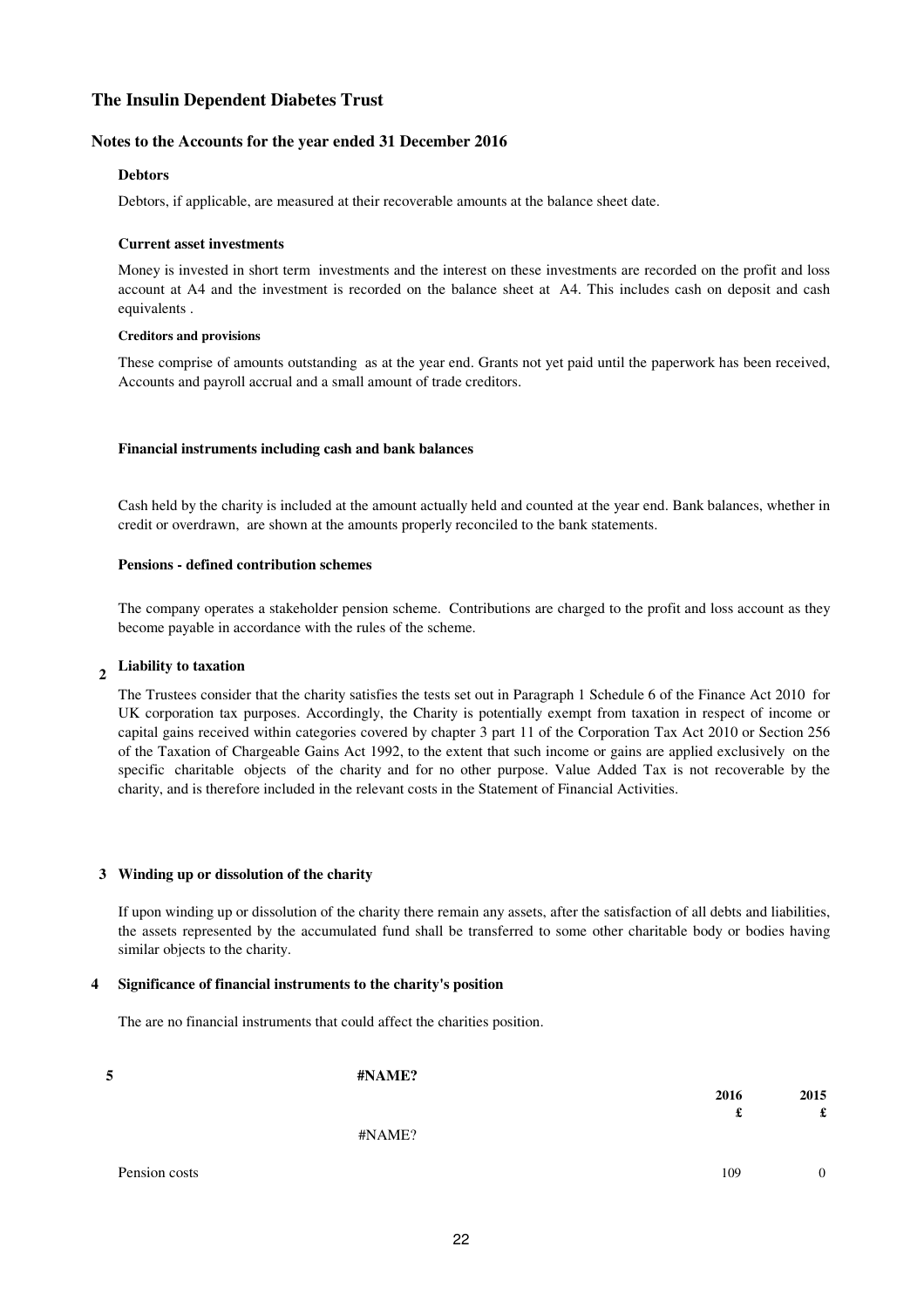# The Insulin Dependent Diabetes Trust

## Notes to the Accounts for the year ended 31 December 2016

**Debtors**

Debtors, if applicable, are measured at their recoverable amounts at the balance sheet date.

**Current asset investments**

Money is invested in short term investments and the interest on these investments are recorded on the profit and loss account at A4 and the investment is recorded on the balance sheet at A4. This includes cash on deposit and cash equivalents .

**Creditors and provisions**

These comprise of amounts outstanding as at the year end. Grants not yet paid until the paperwork has been received, Accounts and payroll accrual and a small amount of trade creditors.

**Financial instruments including cash and bank balances**

Cash held by the charity is included at the amount actually held and counted at the year end. Bank balances, whether in credit or overdrawn, are shown at the amounts properly reconciled to the bank statements.

**Pensions - defined contribution schemes**

The company operates a stakeholder pension scheme. Contributions are charged to the profit and loss account as they become payable in accordance with the rules of the scheme.

**2 Liability to taxation**

The Trustees consider that the charity satisfies the tests set out in Paragraph 1 Schedule 6 of the Finance Act 2010 for UK corporation tax purposes. Accordingly, the Charity is potentially exempt from taxation in respect of income or capital gains received within categories covered by chapter 3 part 11 of the Corporation Tax Act 2010 or Section 256 of the Taxation of Chargeable Gains Act 1992, to the extent that such income or gains are applied exclusively on the specific charitable objects of the charity and for no other purpose. Value Added Tax is not recoverable by the charity, and is therefore included in the relevant costs in the Statement of Financial Activities.

**3 Winding up or dissolution of the charity**

If upon winding up or dissolution of the charity there remain any assets, after the satisfaction of all debts and liabilities, the assets represented by the accumulated fund shall be transferred to some other charitable body or bodies having similar objects to the charity.

**4 Significance of financial instruments to the charity's position**

The are no financial instruments that could affect the charities position.

**5 #NAME?**

| | 2016 £ | 2015 £ |
|---|---|---|
| #NAME? | | |
| Pension costs | 109 | 0 |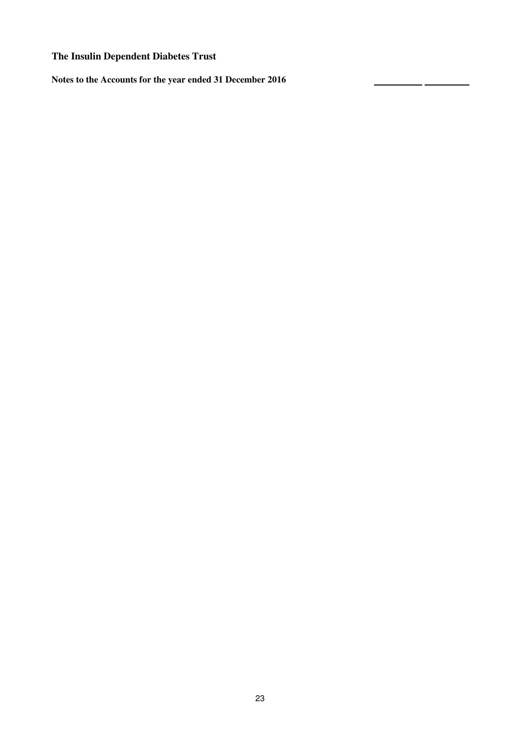# The Insulin Dependent Diabetes Trust

**Notes to the Accounts for the year ended 31 December 2016**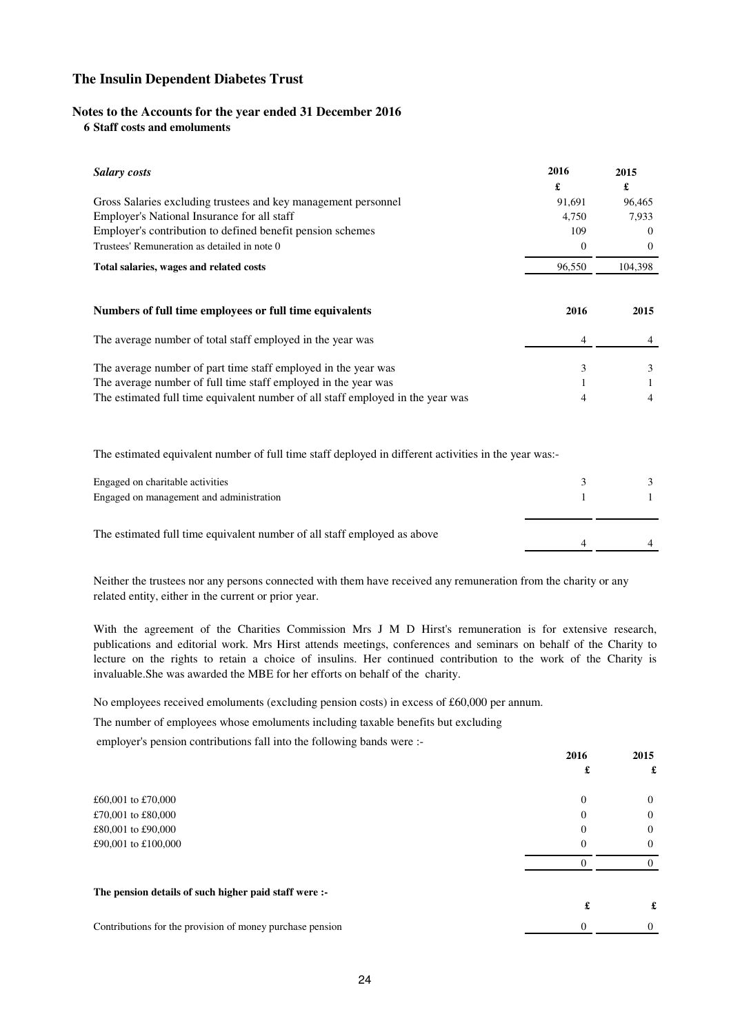# The Insulin Dependent Diabetes Trust

## Notes to the Accounts for the year ended 31 December 2016

### 6 Staff costs and emoluments

| *Salary costs* | 2016 | 2015 |
|---|---|---|
| | £ | £ |
| Gross Salaries excluding trustees and key management personnel | 91,691 | 96,465 |
| Employer's National Insurance for all staff | 4,750 | 7,933 |
| Employer's contribution to defined benefit pension schemes | 109 | 0 |
| Trustees' Remuneration as detailed in note 0 | 0 | 0 |
| **Total salaries, wages and related costs** | 96,550 | 104,398 |

| **Numbers of full time employees or full time equivalents** | **2016** | **2015** |
|---|---|---|
| The average number of total staff employed in the year was | 4 | 4 |
| The average number of part time staff employed in the year was | 3 | 3 |
| The average number of full time staff employed in the year was | 1 | 1 |
| The estimated full time equivalent number of all staff employed in the year was | 4 | 4 |

The estimated equivalent number of full time staff deployed in different activities in the year was:-

| | 2016 | 2015 |
|---|---|---|
| Engaged on charitable activities | 3 | 3 |
| Engaged on management and administration | 1 | 1 |
| The estimated full time equivalent number of all staff employed as above | 4 | 4 |

Neither the trustees nor any persons connected with them have received any remuneration from the charity or any related entity, either in the current or prior year.

With the agreement of the Charities Commission Mrs J M D Hirst's remuneration is for extensive research, publications and editorial work. Mrs Hirst attends meetings, conferences and seminars on behalf of the Charity to lecture on the rights to retain a choice of insulins. Her continued contribution to the work of the Charity is invaluable.She was awarded the MBE for her efforts on behalf of the charity.

No employees received emoluments (excluding pension costs) in excess of £60,000 per annum.

The number of employees whose emoluments including taxable benefits but excluding employer's pension contributions fall into the following bands were :-

| | 2016 | 2015 |
|---|---|---|
| | £ | £ |
| £60,001 to £70,000 | 0 | 0 |
| £70,001 to £80,000 | 0 | 0 |
| £80,001 to £90,000 | 0 | 0 |
| £90,001 to £100,000 | 0 | 0 |
| | 0 | 0 |

**The pension details of such higher paid staff were :-**

| | £ | £ |
|---|---|---|
| Contributions for the provision of money purchase pension | 0 | 0 |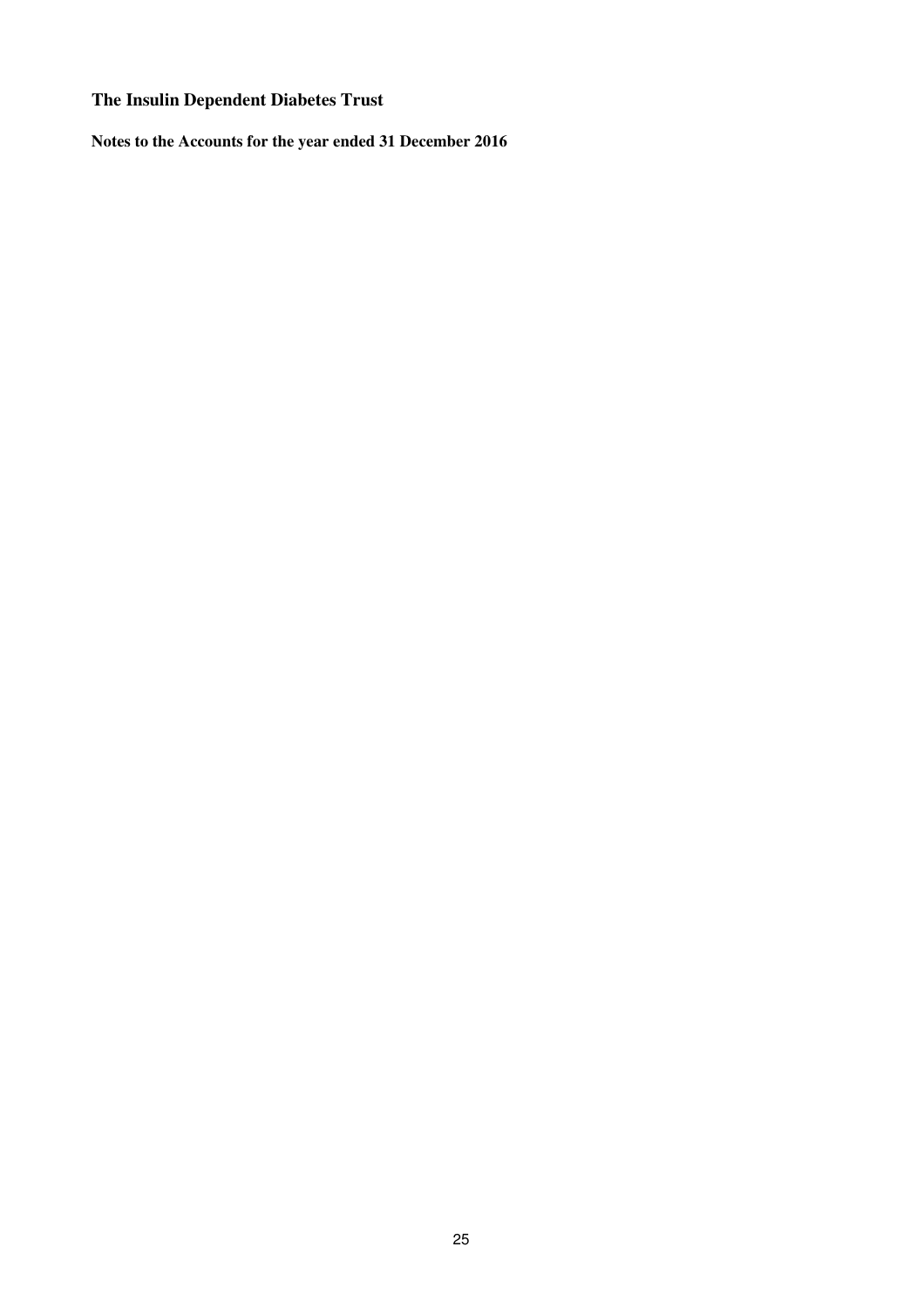**The Insulin Dependent Diabetes Trust**

**Notes to the Accounts for the year ended 31 December 2016**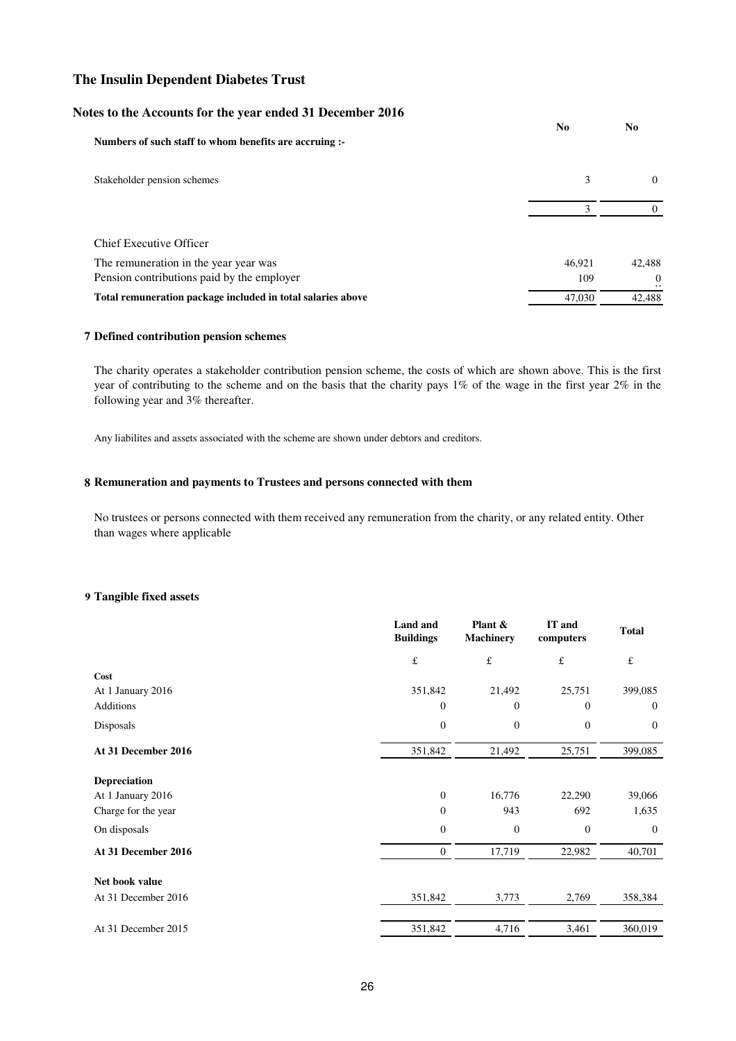# The Insulin Dependent Diabetes Trust

## Notes to the Accounts for the year ended 31 December 2016

| | No | No |
|---|---|---|
| **Numbers of such staff to whom benefits are accruing :-** | | |
| Stakeholder pension schemes | 3 | 0 |
| | 3 | 0 |

| | | |
|---|---|---|
| Chief Executive Officer | | |
| The remuneration in the year year was | 46,921 | 42,488 |
| Pension contributions paid by the employer | 109 | 0 |
| **Total remuneration package included in total salaries above** | 47,030 | 42,488 |

### 7 Defined contribution pension schemes

The charity operates a stakeholder contribution pension scheme, the costs of which are shown above. This is the first year of contributing to the scheme and on the basis that the charity pays 1% of the wage in the first year 2% in the following year and 3% thereafter.

Any liabilites and assets associated with the scheme are shown under debtors and creditors.

### 8 Remuneration and payments to Trustees and persons connected with them

No trustees or persons connected with them received any remuneration from the charity, or any related entity. Other than wages where applicable

### 9 Tangible fixed assets

| | Land and Buildings | Plant & Machinery | IT and computers | Total |
|---|---|---|---|---|
| | £ | £ | £ | £ |
| **Cost** | | | | |
| At 1 January 2016 | 351,842 | 21,492 | 25,751 | 399,085 |
| Additions | 0 | 0 | 0 | 0 |
| Disposals | 0 | 0 | 0 | 0 |
| **At 31 December 2016** | 351,842 | 21,492 | 25,751 | 399,085 |
| **Depreciation** | | | | |
| At 1 January 2016 | 0 | 16,776 | 22,290 | 39,066 |
| Charge for the year | 0 | 943 | 692 | 1,635 |
| On disposals | 0 | 0 | 0 | 0 |
| **At 31 December 2016** | 0 | 17,719 | 22,982 | 40,701 |
| **Net book value** | | | | |
| At 31 December 2016 | 351,842 | 3,773 | 2,769 | 358,384 |
| At 31 December 2015 | 351,842 | 4,716 | 3,461 | 360,019 |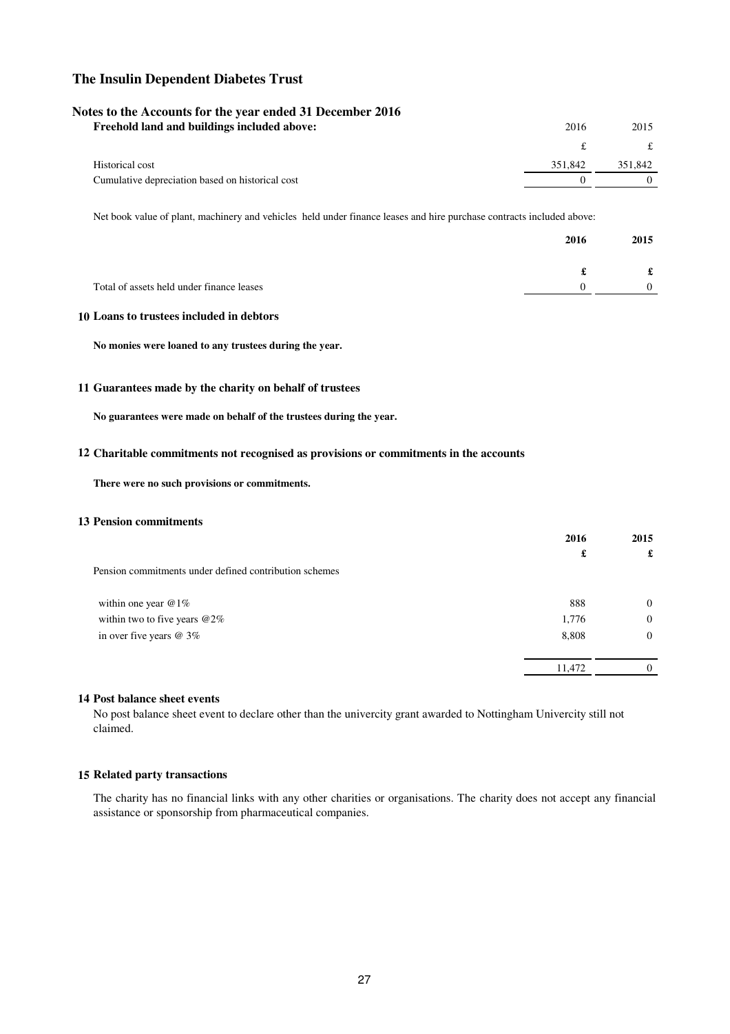## The Insulin Dependent Diabetes Trust

### Notes to the Accounts for the year ended 31 December 2016

**Freehold land and buildings included above:**

| | 2016 | 2015 |
|---|---|---|
| | £ | £ |
| Historical cost | 351,842 | 351,842 |
| Cumulative depreciation based on historical cost | 0 | 0 |

Net book value of plant, machinery and vehicles held under finance leases and hire purchase contracts included above:

| | **2016** | **2015** |
|---|---|---|
| | **£** | **£** |
| Total of assets held under finance leases | 0 | 0 |

### 10 Loans to trustees included in debtors

**No monies were loaned to any trustees during the year.**

### 11 Guarantees made by the charity on behalf of trustees

**No guarantees were made on behalf of the trustees during the year.**

### 12 Charitable commitments not recognised as provisions or commitments in the accounts

**There were no such provisions or commitments.**

### 13 Pension commitments

| | **2016** | **2015** |
|---|---|---|
| | **£** | **£** |
| Pension commitments under defined contribution schemes | | |
| within one year @1% | 888 | 0 |
| within two to five years @2% | 1,776 | 0 |
| in over five years @ 3% | 8,808 | 0 |
| | 11,472 | 0 |

### 14 Post balance sheet events

No post balance sheet event to declare other than the univercity grant awarded to Nottingham Univercity still not claimed.

### 15 Related party transactions

The charity has no financial links with any other charities or organisations. The charity does not accept any financial assistance or sponsorship from pharmaceutical companies.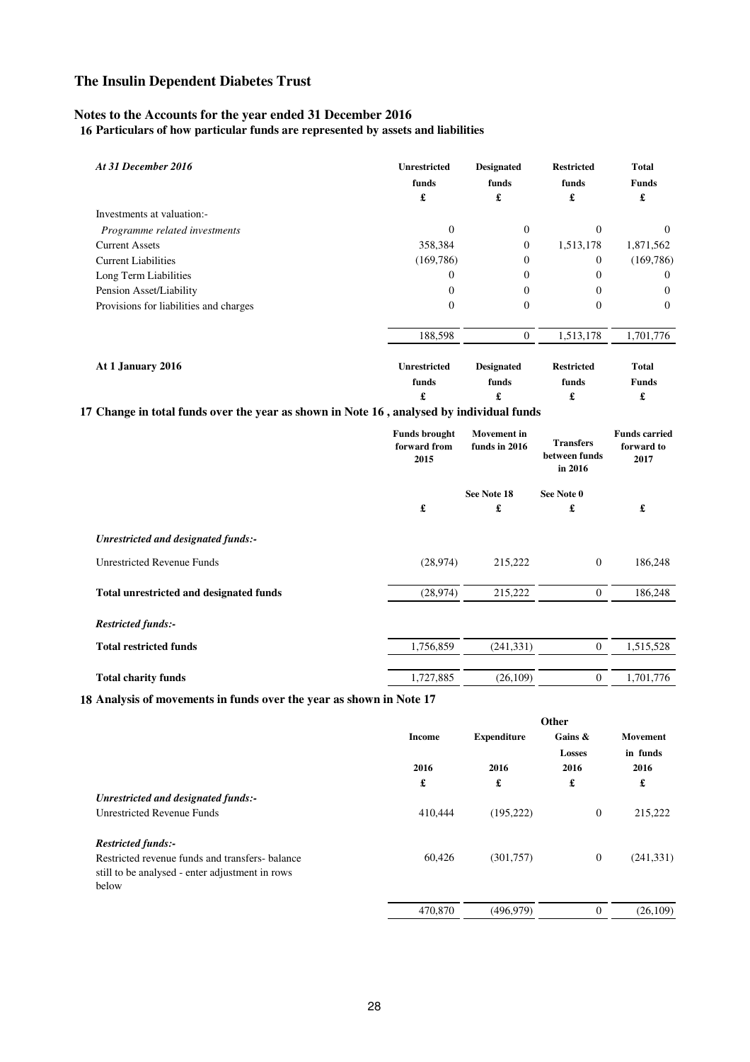# The Insulin Dependent Diabetes Trust

## Notes to the Accounts for the year ended 31 December 2016

### 16 Particulars of how particular funds are represented by assets and liabilities

| *At 31 December 2016* | Unrestricted funds | Designated funds | Restricted funds | Total Funds |
|---|---|---|---|---|
| | £ | £ | £ | £ |
| Investments at valuation:- | | | | |
| *Programme related investments* | 0 | 0 | 0 | 0 |
| Current Assets | 358,384 | 0 | 1,513,178 | 1,871,562 |
| Current Liabilities | (169,786) | 0 | 0 | (169,786) |
| Long Term Liabilities | 0 | 0 | 0 | 0 |
| Pension Asset/Liability | 0 | 0 | 0 | 0 |
| Provisions for liabilities and charges | 0 | 0 | 0 | 0 |
| | 188,598 | 0 | 1,513,178 | 1,701,776 |

| At 1 January 2016 | Unrestricted funds | Designated funds | Restricted funds | Total Funds |
|---|---|---|---|---|
| | £ | £ | £ | £ |

### 17 Change in total funds over the year as shown in Note 16 , analysed by individual funds

| | Funds brought forward from 2015 | Movement in funds in 2016 | Transfers between funds in 2016 | Funds carried forward to 2017 |
|---|---|---|---|---|
| | | See Note 18 | See Note 0 | |
| | £ | £ | £ | £ |
| *Unrestricted and designated funds:-* | | | | |
| Unrestricted Revenue Funds | (28,974) | 215,222 | 0 | 186,248 |
| **Total unrestricted and designated funds** | (28,974) | 215,222 | 0 | 186,248 |
| *Restricted funds:-* | | | | |
| **Total restricted funds** | 1,756,859 | (241,331) | 0 | 1,515,528 |
| **Total charity funds** | 1,727,885 | (26,109) | 0 | 1,701,776 |

### 18 Analysis of movements in funds over the year as shown in Note 17

| | Income | Expenditure | Other Gains & Losses | Movement in funds |
|---|---|---|---|---|
| | 2016 | 2016 | 2016 | 2016 |
| | £ | £ | £ | £ |
| *Unrestricted and designated funds:-* | | | | |
| Unrestricted Revenue Funds | 410,444 | (195,222) | 0 | 215,222 |
| *Restricted funds:-* | | | | |
| Restricted revenue funds and transfers- balance still to be analysed - enter adjustment in rows below | 60,426 | (301,757) | 0 | (241,331) |
| | 470,870 | (496,979) | 0 | (26,109) |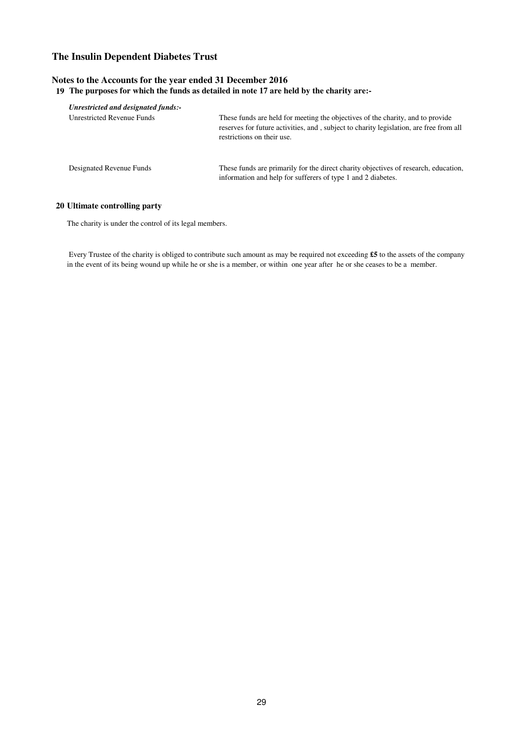# The Insulin Dependent Diabetes Trust

## Notes to the Accounts for the year ended 31 December 2016

### 19 The purposes for which the funds as detailed in note 17 are held by the charity are:-

***Unrestricted and designated funds:-***

| | |
|---|---|
| Unrestricted Revenue Funds | These funds are held for meeting the objectives of the charity, and to provide reserves for future activities, and , subject to charity legislation, are free from all restrictions on their use. |
| Designated Revenue Funds | These funds are primarily for the direct charity objectives of research, education, information and help for sufferers of type 1 and 2 diabetes. |

### 20 Ultimate controlling party

The charity is under the control of its legal members.

Every Trustee of the charity is obliged to contribute such amount as may be required not exceeding **£5** to the assets of the company in the event of its being wound up while he or she is a member, or within one year after he or she ceases to be a member.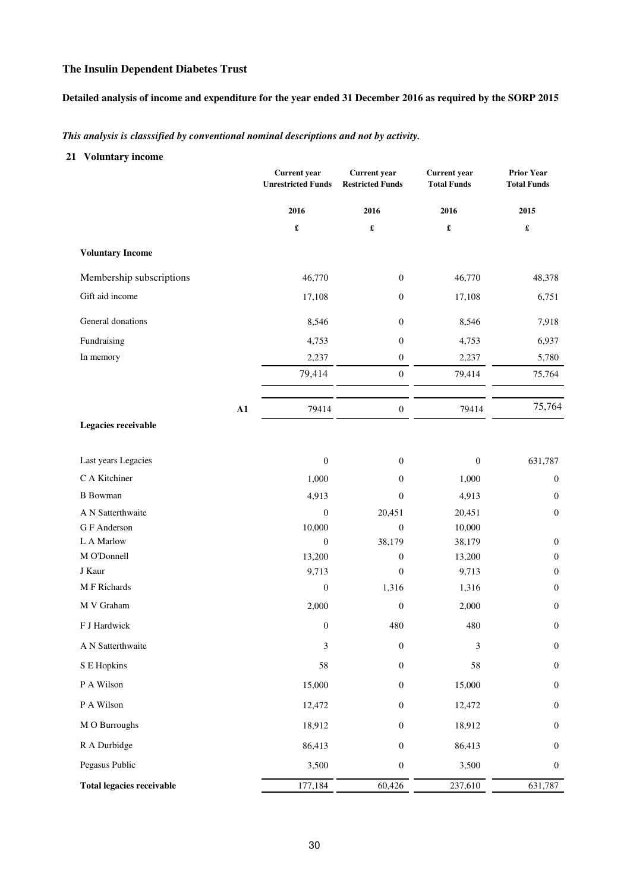# The Insulin Dependent Diabetes Trust

**Detailed analysis of income and expenditure for the year ended 31 December 2016 as required by the SORP 2015**

***This analysis is classsified by conventional nominal descriptions and not by activity.***

## 21 Voluntary income

| | | Current year Unrestricted Funds | Current year Restricted Funds | Current year Total Funds | Prior Year Total Funds |
|---|---|---|---|---|---|
| | | 2016 | 2016 | 2016 | 2015 |
| | | £ | £ | £ | £ |
| **Voluntary Income** | | | | | |
| Membership subscriptions | | 46,770 | 0 | 46,770 | 48,378 |
| Gift aid income | | 17,108 | 0 | 17,108 | 6,751 |
| General donations | | 8,546 | 0 | 8,546 | 7,918 |
| Fundraising | | 4,753 | 0 | 4,753 | 6,937 |
| In memory | | 2,237 | 0 | 2,237 | 5,780 |
| | | 79,414 | 0 | 79,414 | 75,764 |
| | A1 | 79414 | 0 | 79414 | 75,764 |
| **Legacies receivable** | | | | | |
| Last years Legacies | | 0 | 0 | 0 | 631,787 |
| C A Kitchiner | | 1,000 | 0 | 1,000 | 0 |
| B Bowman | | 4,913 | 0 | 4,913 | 0 |
| A N Satterthwaite | | 0 | 20,451 | 20,451 | 0 |
| G F Anderson | | 10,000 | 0 | 10,000 | |
| L A Marlow | | 0 | 38,179 | 38,179 | 0 |
| M O'Donnell | | 13,200 | 0 | 13,200 | 0 |
| J Kaur | | 9,713 | 0 | 9,713 | 0 |
| M F Richards | | 0 | 1,316 | 1,316 | 0 |
| M V Graham | | 2,000 | 0 | 2,000 | 0 |
| F J Hardwick | | 0 | 480 | 480 | 0 |
| A N Satterthwaite | | 3 | 0 | 3 | 0 |
| S E Hopkins | | 58 | 0 | 58 | 0 |
| P A Wilson | | 15,000 | 0 | 15,000 | 0 |
| P A Wilson | | 12,472 | 0 | 12,472 | 0 |
| M O Burroughs | | 18,912 | 0 | 18,912 | 0 |
| R A Durbidge | | 86,413 | 0 | 86,413 | 0 |
| Pegasus Public | | 3,500 | 0 | 3,500 | 0 |
| **Total legacies receivable** | | 177,184 | 60,426 | 237,610 | 631,787 |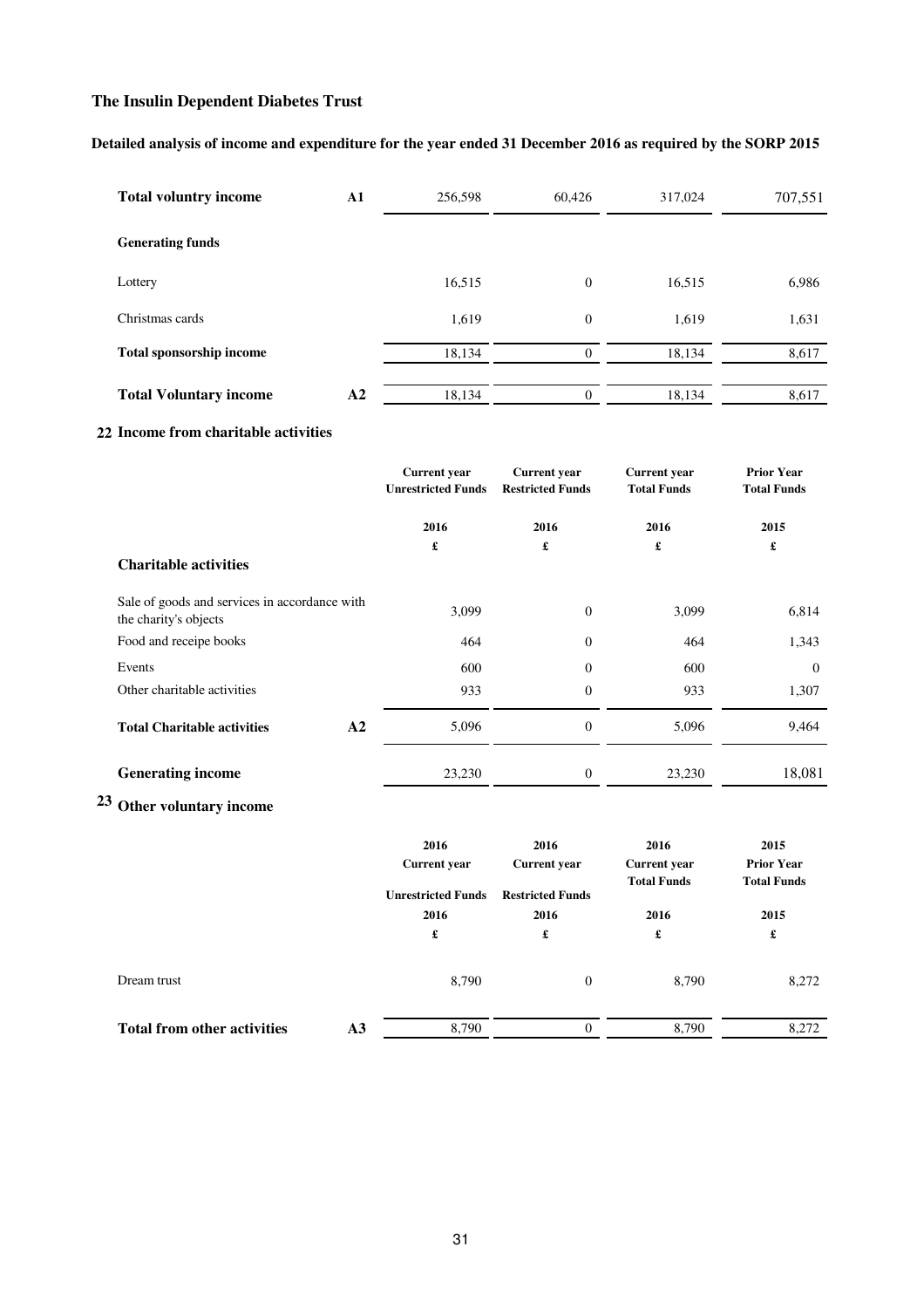# The Insulin Dependent Diabetes Trust

## Detailed analysis of income and expenditure for the year ended 31 December 2016 as required by the SORP 2015

| | | | | | |
|---|---|---|---|---|---|
| **Total voluntry income** | **A1** | 256,598 | 60,426 | 317,024 | 707,551 |
| **Generating funds** | | | | | |
| Lottery | | 16,515 | 0 | 16,515 | 6,986 |
| Christmas cards | | 1,619 | 0 | 1,619 | 1,631 |
| **Total sponsorship income** | | 18,134 | 0 | 18,134 | 8,617 |
| **Total Voluntary income** | **A2** | 18,134 | 0 | 18,134 | 8,617 |

## 22 Income from charitable activities

| | | Current year Unrestricted Funds | Current year Restricted Funds | Current year Total Funds | Prior Year Total Funds |
|---|---|---|---|---|---|
| | | 2016 | 2016 | 2016 | 2015 |
| | | £ | £ | £ | £ |
| **Charitable activities** | | | | | |
| Sale of goods and services in accordance with the charity's objects | | 3,099 | 0 | 3,099 | 6,814 |
| Food and receipe books | | 464 | 0 | 464 | 1,343 |
| Events | | 600 | 0 | 600 | 0 |
| Other charitable activities | | 933 | 0 | 933 | 1,307 |
| **Total Charitable activities** | **A2** | 5,096 | 0 | 5,096 | 9,464 |
| **Generating income** | | 23,230 | 0 | 23,230 | 18,081 |

## 23 Other voluntary income

| | | 2016 Current year Unrestricted Funds | 2016 Current year Restricted Funds | 2016 Current year Total Funds | 2015 Prior Year Total Funds |
|---|---|---|---|---|---|
| | | 2016 | 2016 | 2016 | 2015 |
| | | £ | £ | £ | £ |
| Dream trust | | 8,790 | 0 | 8,790 | 8,272 |
| **Total from other activities** | **A3** | 8,790 | 0 | 8,790 | 8,272 |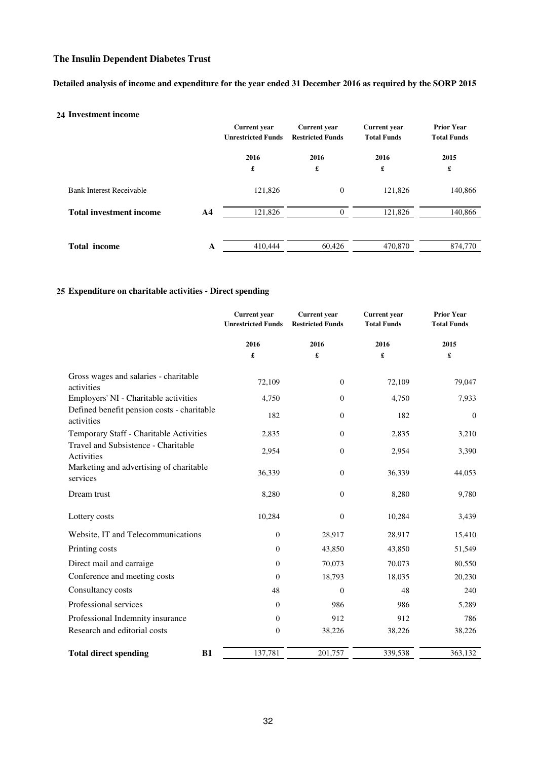# The Insulin Dependent Diabetes Trust

**Detailed analysis of income and expenditure for the year ended 31 December 2016 as required by the SORP 2015**

## 24 Investment income

| | | Current year Unrestricted Funds | Current year Restricted Funds | Current year Total Funds | Prior Year Total Funds |
|---|---|---|---|---|---|
| | | 2016 | 2016 | 2016 | 2015 |
| | | £ | £ | £ | £ |
| Bank Interest Receivable | | 121,826 | 0 | 121,826 | 140,866 |
| **Total investment income** | **A4** | 121,826 | 0 | 121,826 | 140,866 |
| **Total income** | **A** | 410,444 | 60,426 | 470,870 | 874,770 |

## 25 Expenditure on charitable activities - Direct spending

| | | Current year Unrestricted Funds | Current year Restricted Funds | Current year Total Funds | Prior Year Total Funds |
|---|---|---|---|---|---|
| | | 2016 | 2016 | 2016 | 2015 |
| | | £ | £ | £ | £ |
| Gross wages and salaries - charitable activities | | 72,109 | 0 | 72,109 | 79,047 |
| Employers' NI - Charitable activities | | 4,750 | 0 | 4,750 | 7,933 |
| Defined benefit pension costs - charitable activities | | 182 | 0 | 182 | 0 |
| Temporary Staff - Charitable Activities | | 2,835 | 0 | 2,835 | 3,210 |
| Travel and Subsistence - Charitable Activities | | 2,954 | 0 | 2,954 | 3,390 |
| Marketing and advertising of charitable services | | 36,339 | 0 | 36,339 | 44,053 |
| Dream trust | | 8,280 | 0 | 8,280 | 9,780 |
| Lottery costs | | 10,284 | 0 | 10,284 | 3,439 |
| Website, IT and Telecommunications | | 0 | 28,917 | 28,917 | 15,410 |
| Printing costs | | 0 | 43,850 | 43,850 | 51,549 |
| Direct mail and carraige | | 0 | 70,073 | 70,073 | 80,550 |
| Conference and meeting costs | | 0 | 18,793 | 18,035 | 20,230 |
| Consultancy costs | | 48 | 0 | 48 | 240 |
| Professional services | | 0 | 986 | 986 | 5,289 |
| Professional Indemnity insurance | | 0 | 912 | 912 | 786 |
| Research and editorial costs | | 0 | 38,226 | 38,226 | 38,226 |
| **Total direct spending** | **B1** | 137,781 | 201,757 | 339,538 | 363,132 |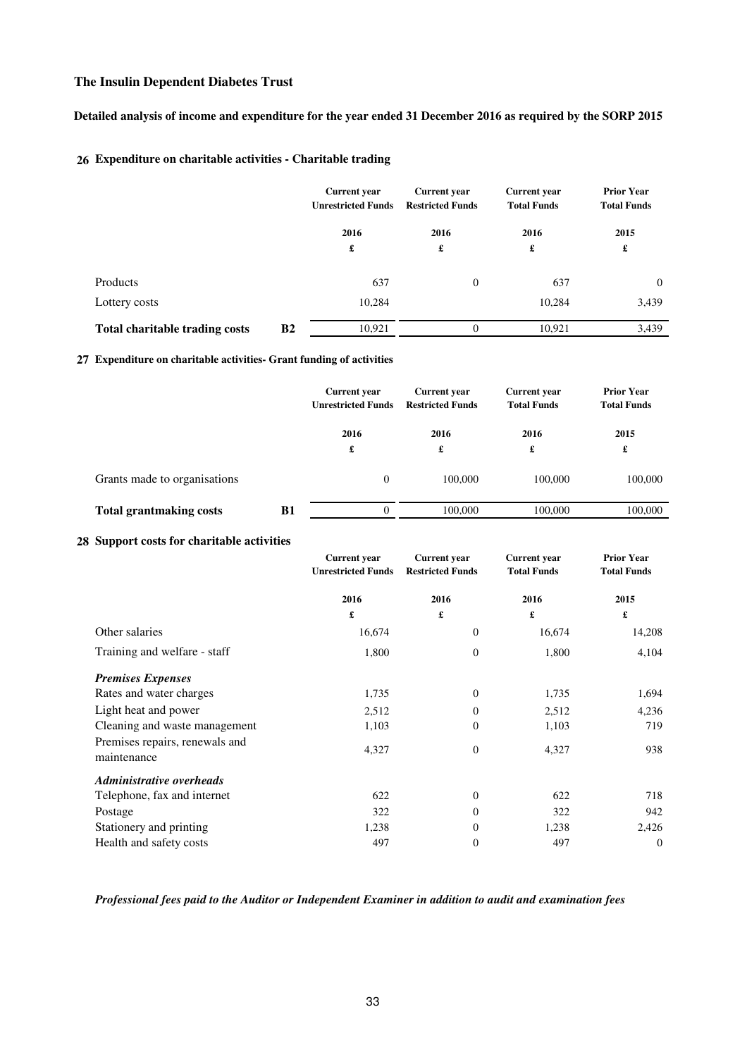# The Insulin Dependent Diabetes Trust

## Detailed analysis of income and expenditure for the year ended 31 December 2016 as required by the SORP 2015

### 26 Expenditure on charitable activities - Charitable trading

| | | Current year Unrestricted Funds | Current year Restricted Funds | Current year Total Funds | Prior Year Total Funds |
|---|---|---|---|---|---|
| | | 2016 | 2016 | 2016 | 2015 |
| | | £ | £ | £ | £ |
| Products | | 637 | 0 | 637 | 0 |
| Lottery costs | | 10,284 | | 10,284 | 3,439 |
| **Total charitable trading costs** | **B2** | 10,921 | 0 | 10,921 | 3,439 |

### 27 Expenditure on charitable activities- Grant funding of activities

| | | Current year Unrestricted Funds | Current year Restricted Funds | Current year Total Funds | Prior Year Total Funds |
|---|---|---|---|---|---|
| | | 2016 | 2016 | 2016 | 2015 |
| | | £ | £ | £ | £ |
| Grants made to organisations | | 0 | 100,000 | 100,000 | 100,000 |
| **Total grantmaking costs** | **B1** | 0 | 100,000 | 100,000 | 100,000 |

### 28 Support costs for charitable activities

| | Current year Unrestricted Funds | Current year Restricted Funds | Current year Total Funds | Prior Year Total Funds |
|---|---|---|---|---|
| | 2016 | 2016 | 2016 | 2015 |
| | £ | £ | £ | £ |
| Other salaries | 16,674 | 0 | 16,674 | 14,208 |
| Training and welfare - staff | 1,800 | 0 | 1,800 | 4,104 |
| ***Premises Expenses*** | | | | |
| Rates and water charges | 1,735 | 0 | 1,735 | 1,694 |
| Light heat and power | 2,512 | 0 | 2,512 | 4,236 |
| Cleaning and waste management | 1,103 | 0 | 1,103 | 719 |
| Premises repairs, renewals and maintenance | 4,327 | 0 | 4,327 | 938 |
| ***Administrative overheads*** | | | | |
| Telephone, fax and internet | 622 | 0 | 622 | 718 |
| Postage | 322 | 0 | 322 | 942 |
| Stationery and printing | 1,238 | 0 | 1,238 | 2,426 |
| Health and safety costs | 497 | 0 | 497 | 0 |

***Professional fees paid to the Auditor or Independent Examiner in addition to audit and examination fees***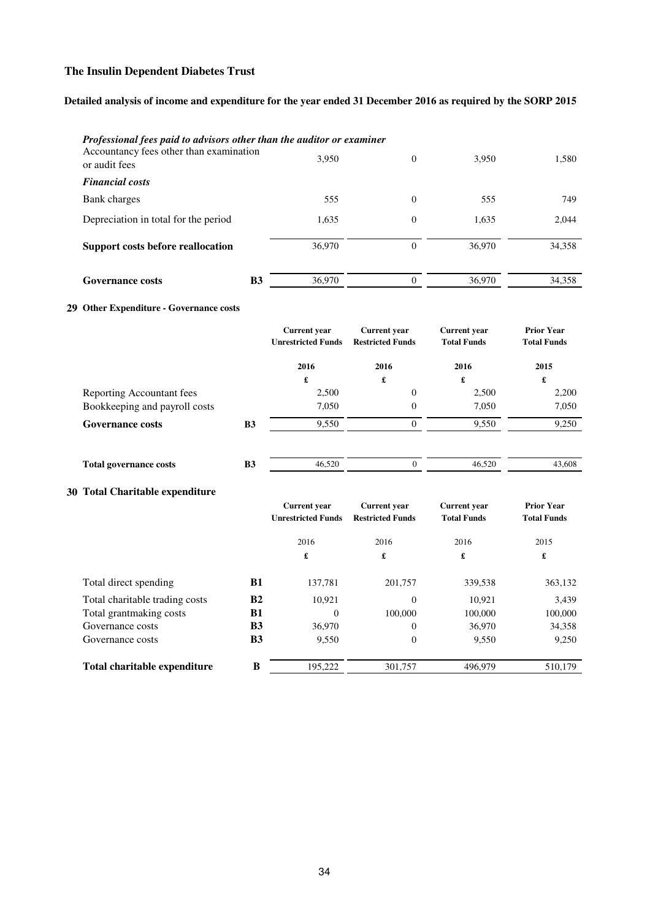# The Insulin Dependent Diabetes Trust

## Detailed analysis of income and expenditure for the year ended 31 December 2016 as required by the SORP 2015

| | | | | | |
|---|---|---|---|---|---|
| ***Professional fees paid to advisors other than the auditor or examiner*** | | | | | |
| Accountancy fees other than examination or audit fees | | 3,950 | 0 | 3,950 | 1,580 |
| ***Financial costs*** | | | | | |
| Bank charges | | 555 | 0 | 555 | 749 |
| Depreciation in total for the period | | 1,635 | 0 | 1,635 | 2,044 |
| **Support costs before reallocation** | | 36,970 | 0 | 36,970 | 34,358 |
| **Governance costs** | **B3** | 36,970 | 0 | 36,970 | 34,358 |

### 29 Other Expenditure - Governance costs

| | | Current year Unrestricted Funds | Current year Restricted Funds | Current year Total Funds | Prior Year Total Funds |
|---|---|---|---|---|---|
| | | 2016 | 2016 | 2016 | 2015 |
| | | £ | £ | £ | £ |
| Reporting Accountant fees | | 2,500 | 0 | 2,500 | 2,200 |
| Bookkeeping and payroll costs | | 7,050 | 0 | 7,050 | 7,050 |
| **Governance costs** | **B3** | 9,550 | 0 | 9,550 | 9,250 |
| **Total governance costs** | **B3** | 46,520 | 0 | 46,520 | 43,608 |

### 30 Total Charitable expenditure

| | | Current year Unrestricted Funds | Current year Restricted Funds | Current year Total Funds | Prior Year Total Funds |
|---|---|---|---|---|---|
| | | 2016 | 2016 | 2016 | 2015 |
| | | £ | £ | £ | £ |
| Total direct spending | **B1** | 137,781 | 201,757 | 339,538 | 363,132 |
| Total charitable trading costs | **B2** | 10,921 | 0 | 10,921 | 3,439 |
| Total grantmaking costs | **B1** | 0 | 100,000 | 100,000 | 100,000 |
| Governance costs | **B3** | 36,970 | 0 | 36,970 | 34,358 |
| Governance costs | **B3** | 9,550 | 0 | 9,550 | 9,250 |
| **Total charitable expenditure** | **B** | 195,222 | 301,757 | 496,979 | 510,179 |